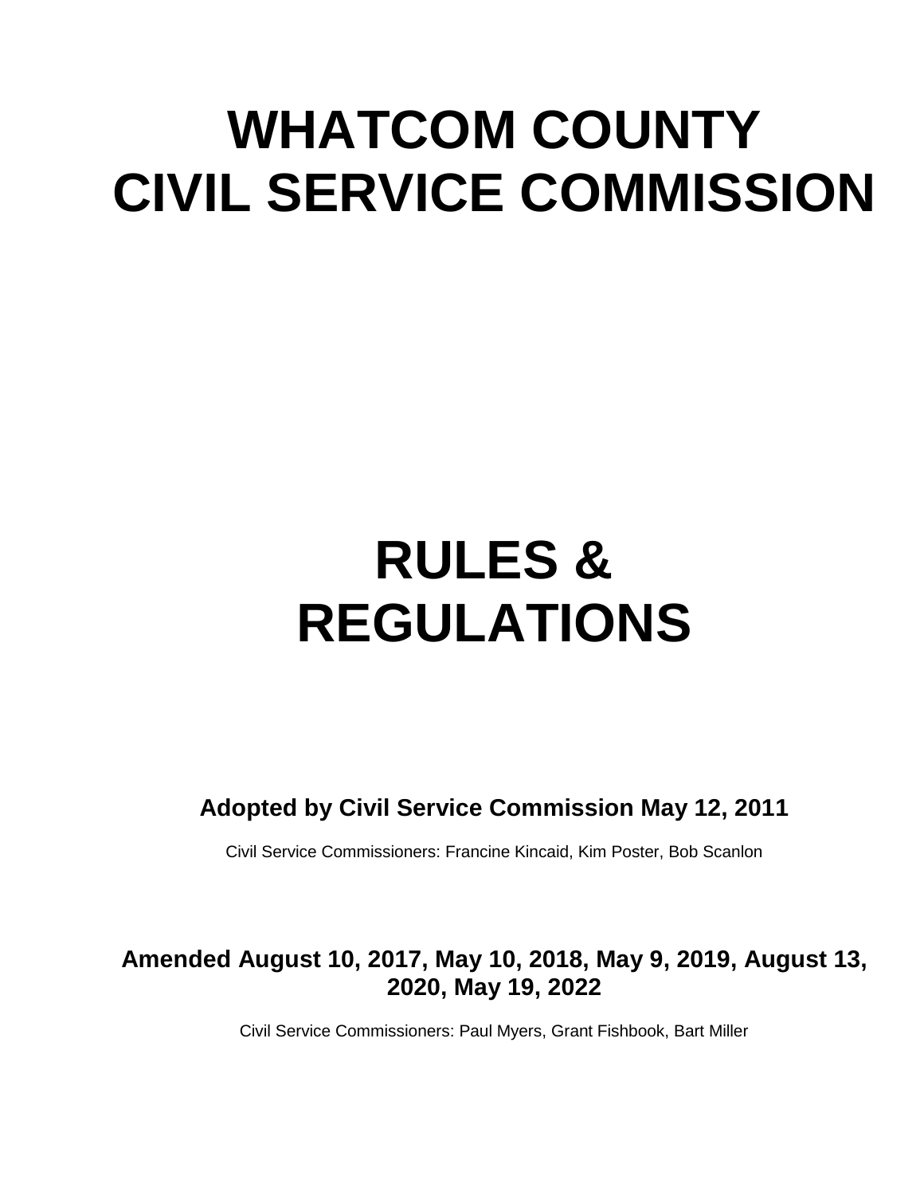# WHATCOM COUNTY CIVIL SERVICE COMMISSION

# RULES & REGULATIONS

**Adopted by Civil Service Commission May 12, 2011**

Civil Service Commissioners: Francine Kincaid, Kim Poster, Bob Scanlon

**Amended August 10, 2017, May 10, 2018, May 9, 2019, August 13, 2020, May 19, 2022**

Civil Service Commissioners: Paul Myers, Grant Fishbook, Bart Miller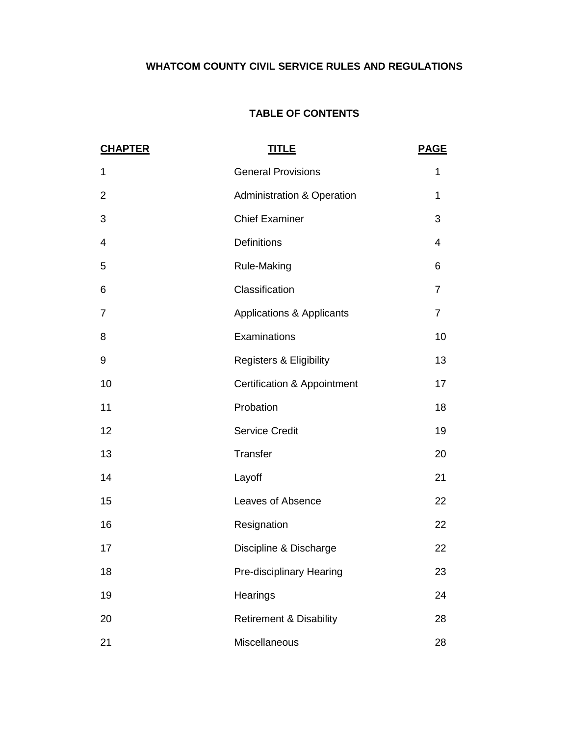# WHATCOM COUNTY CIVIL SERVICE RULES AND REGULATIONS

## TABLE OF CONTENTS

| CHAPTER | TITLE | PAGE |
|---|---|---|
| 1 | General Provisions | 1 |
| 2 | Administration & Operation | 1 |
| 3 | Chief Examiner | 3 |
| 4 | Definitions | 4 |
| 5 | Rule-Making | 6 |
| 6 | Classification | 7 |
| 7 | Applications & Applicants | 7 |
| 8 | Examinations | 10 |
| 9 | Registers & Eligibility | 13 |
| 10 | Certification & Appointment | 17 |
| 11 | Probation | 18 |
| 12 | Service Credit | 19 |
| 13 | Transfer | 20 |
| 14 | Layoff | 21 |
| 15 | Leaves of Absence | 22 |
| 16 | Resignation | 22 |
| 17 | Discipline & Discharge | 22 |
| 18 | Pre-disciplinary Hearing | 23 |
| 19 | Hearings | 24 |
| 20 | Retirement & Disability | 28 |
| 21 | Miscellaneous | 28 |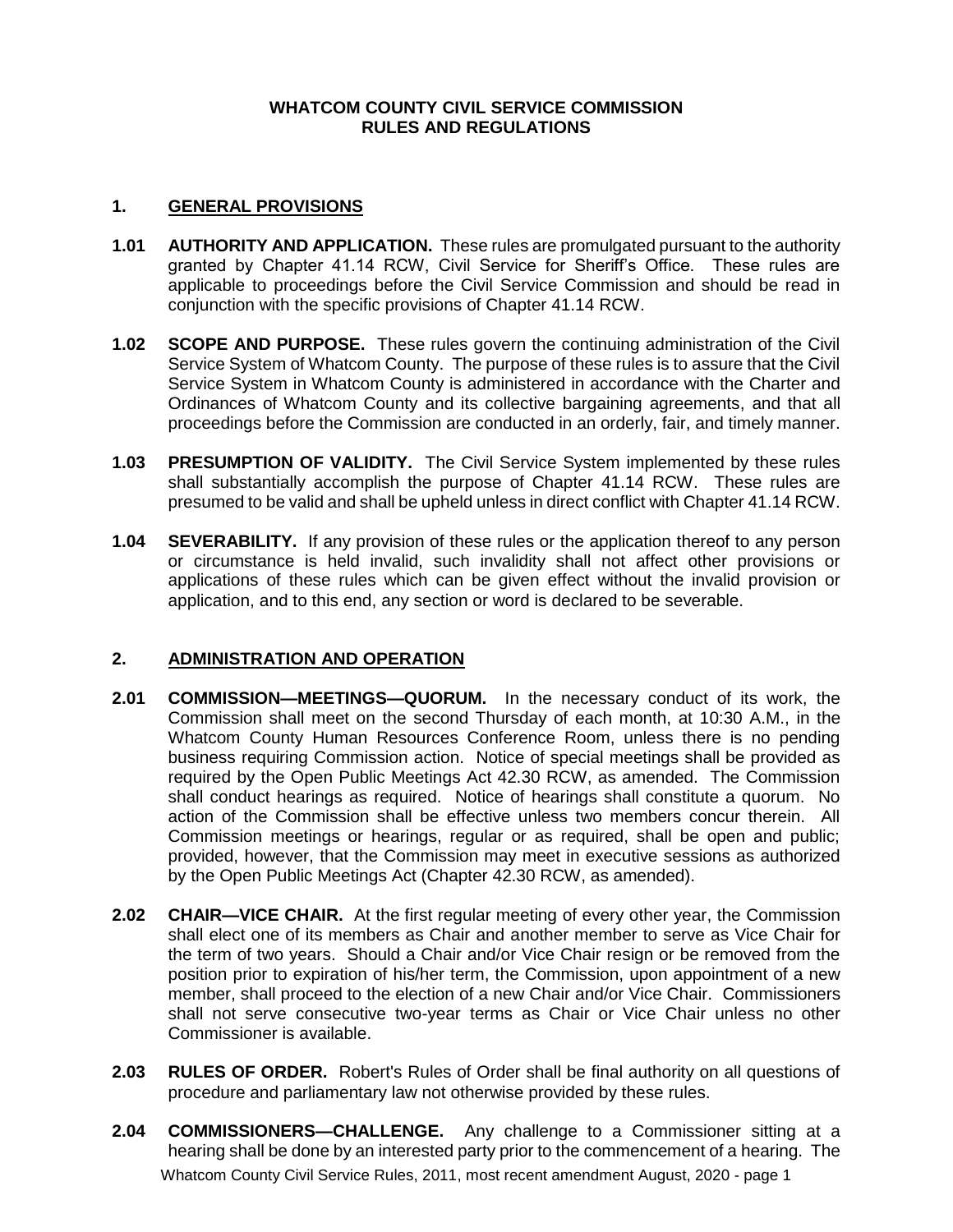# WHATCOM COUNTY CIVIL SERVICE COMMISSION RULES AND REGULATIONS

## 1. GENERAL PROVISIONS

**1.01 AUTHORITY AND APPLICATION.** These rules are promulgated pursuant to the authority granted by Chapter 41.14 RCW, Civil Service for Sheriff's Office. These rules are applicable to proceedings before the Civil Service Commission and should be read in conjunction with the specific provisions of Chapter 41.14 RCW.

**1.02 SCOPE AND PURPOSE.** These rules govern the continuing administration of the Civil Service System of Whatcom County. The purpose of these rules is to assure that the Civil Service System in Whatcom County is administered in accordance with the Charter and Ordinances of Whatcom County and its collective bargaining agreements, and that all proceedings before the Commission are conducted in an orderly, fair, and timely manner.

**1.03 PRESUMPTION OF VALIDITY.** The Civil Service System implemented by these rules shall substantially accomplish the purpose of Chapter 41.14 RCW. These rules are presumed to be valid and shall be upheld unless in direct conflict with Chapter 41.14 RCW.

**1.04 SEVERABILITY.** If any provision of these rules or the application thereof to any person or circumstance is held invalid, such invalidity shall not affect other provisions or applications of these rules which can be given effect without the invalid provision or application, and to this end, any section or word is declared to be severable.

## 2. ADMINISTRATION AND OPERATION

**2.01 COMMISSION—MEETINGS—QUORUM.** In the necessary conduct of its work, the Commission shall meet on the second Thursday of each month, at 10:30 A.M., in the Whatcom County Human Resources Conference Room, unless there is no pending business requiring Commission action. Notice of special meetings shall be provided as required by the Open Public Meetings Act 42.30 RCW, as amended. The Commission shall conduct hearings as required. Notice of hearings shall constitute a quorum. No action of the Commission shall be effective unless two members concur therein. All Commission meetings or hearings, regular or as required, shall be open and public; provided, however, that the Commission may meet in executive sessions as authorized by the Open Public Meetings Act (Chapter 42.30 RCW, as amended).

**2.02 CHAIR—VICE CHAIR.** At the first regular meeting of every other year, the Commission shall elect one of its members as Chair and another member to serve as Vice Chair for the term of two years. Should a Chair and/or Vice Chair resign or be removed from the position prior to expiration of his/her term, the Commission, upon appointment of a new member, shall proceed to the election of a new Chair and/or Vice Chair. Commissioners shall not serve consecutive two-year terms as Chair or Vice Chair unless no other Commissioner is available.

**2.03 RULES OF ORDER.** Robert's Rules of Order shall be final authority on all questions of procedure and parliamentary law not otherwise provided by these rules.

**2.04 COMMISSIONERS—CHALLENGE.** Any challenge to a Commissioner sitting at a hearing shall be done by an interested party prior to the commencement of a hearing. The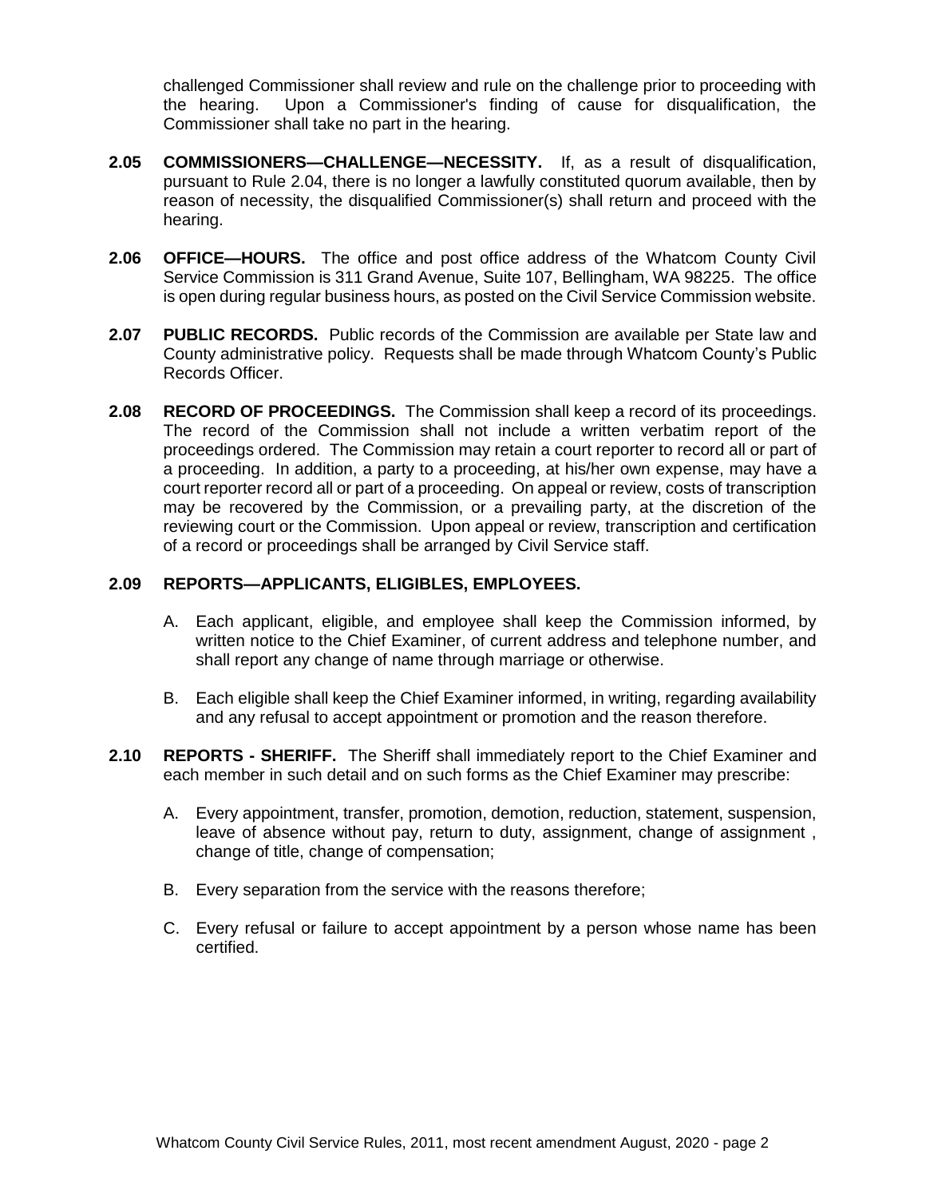challenged Commissioner shall review and rule on the challenge prior to proceeding with the hearing. Upon a Commissioner's finding of cause for disqualification, the Commissioner shall take no part in the hearing.

**2.05 COMMISSIONERS—CHALLENGE—NECESSITY.** If, as a result of disqualification, pursuant to Rule 2.04, there is no longer a lawfully constituted quorum available, then by reason of necessity, the disqualified Commissioner(s) shall return and proceed with the hearing.

**2.06 OFFICE—HOURS.** The office and post office address of the Whatcom County Civil Service Commission is 311 Grand Avenue, Suite 107, Bellingham, WA 98225. The office is open during regular business hours, as posted on the Civil Service Commission website.

**2.07 PUBLIC RECORDS.** Public records of the Commission are available per State law and County administrative policy. Requests shall be made through Whatcom County's Public Records Officer.

**2.08 RECORD OF PROCEEDINGS.** The Commission shall keep a record of its proceedings. The record of the Commission shall not include a written verbatim report of the proceedings ordered. The Commission may retain a court reporter to record all or part of a proceeding. In addition, a party to a proceeding, at his/her own expense, may have a court reporter record all or part of a proceeding. On appeal or review, costs of transcription may be recovered by the Commission, or a prevailing party, at the discretion of the reviewing court or the Commission. Upon appeal or review, transcription and certification of a record or proceedings shall be arranged by Civil Service staff.

**2.09 REPORTS—APPLICANTS, ELIGIBLES, EMPLOYEES.**

A. Each applicant, eligible, and employee shall keep the Commission informed, by written notice to the Chief Examiner, of current address and telephone number, and shall report any change of name through marriage or otherwise.

B. Each eligible shall keep the Chief Examiner informed, in writing, regarding availability and any refusal to accept appointment or promotion and the reason therefore.

**2.10 REPORTS - SHERIFF.** The Sheriff shall immediately report to the Chief Examiner and each member in such detail and on such forms as the Chief Examiner may prescribe:

A. Every appointment, transfer, promotion, demotion, reduction, statement, suspension, leave of absence without pay, return to duty, assignment, change of assignment , change of title, change of compensation;

B. Every separation from the service with the reasons therefore;

C. Every refusal or failure to accept appointment by a person whose name has been certified.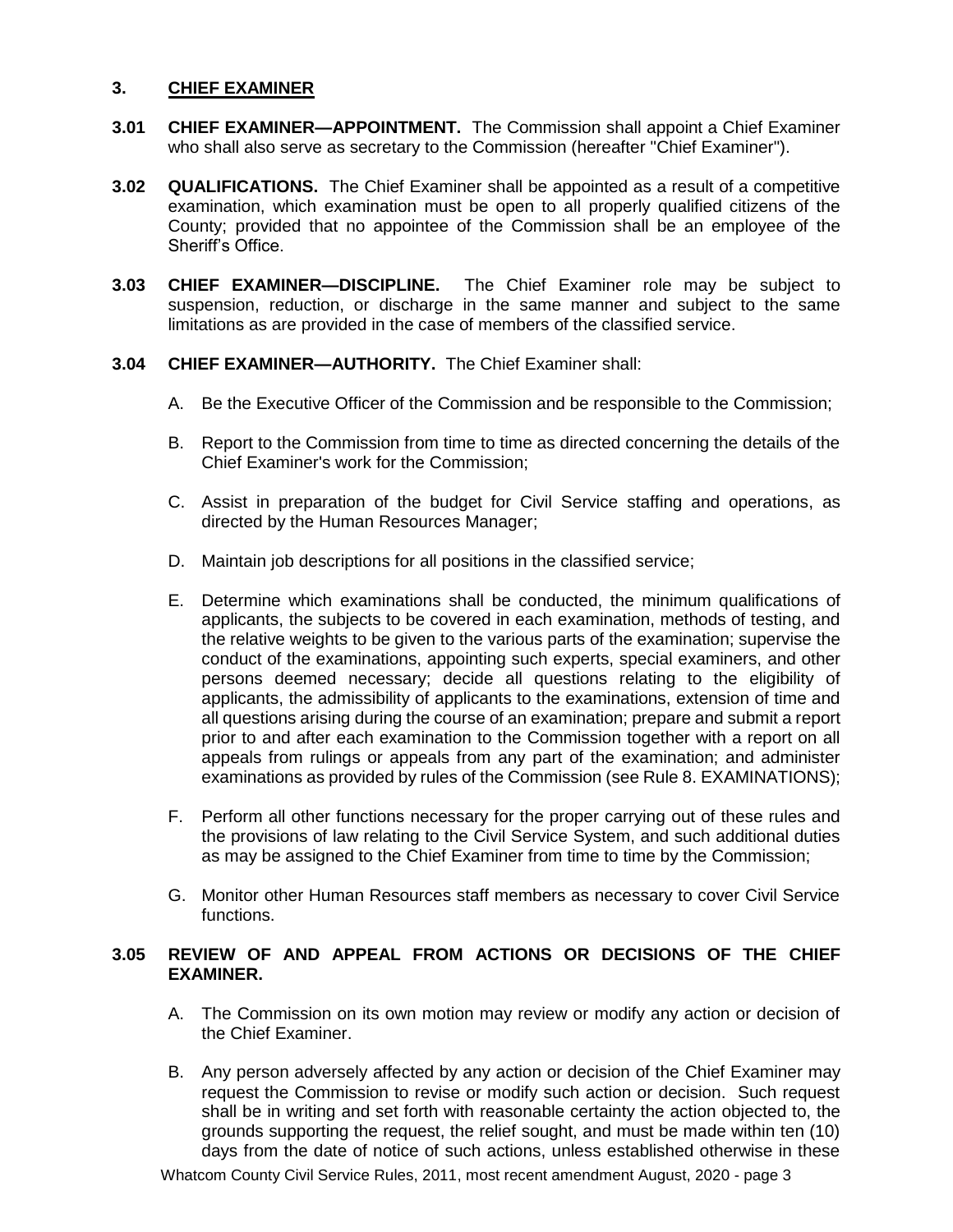## 3. CHIEF EXAMINER

**3.01 CHIEF EXAMINER—APPOINTMENT.** The Commission shall appoint a Chief Examiner who shall also serve as secretary to the Commission (hereafter "Chief Examiner").

**3.02 QUALIFICATIONS.** The Chief Examiner shall be appointed as a result of a competitive examination, which examination must be open to all properly qualified citizens of the County; provided that no appointee of the Commission shall be an employee of the Sheriff's Office.

**3.03 CHIEF EXAMINER—DISCIPLINE.** The Chief Examiner role may be subject to suspension, reduction, or discharge in the same manner and subject to the same limitations as are provided in the case of members of the classified service.

**3.04 CHIEF EXAMINER—AUTHORITY.** The Chief Examiner shall:

A. Be the Executive Officer of the Commission and be responsible to the Commission;

B. Report to the Commission from time to time as directed concerning the details of the Chief Examiner's work for the Commission;

C. Assist in preparation of the budget for Civil Service staffing and operations, as directed by the Human Resources Manager;

D. Maintain job descriptions for all positions in the classified service;

E. Determine which examinations shall be conducted, the minimum qualifications of applicants, the subjects to be covered in each examination, methods of testing, and the relative weights to be given to the various parts of the examination; supervise the conduct of the examinations, appointing such experts, special examiners, and other persons deemed necessary; decide all questions relating to the eligibility of applicants, the admissibility of applicants to the examinations, extension of time and all questions arising during the course of an examination; prepare and submit a report prior to and after each examination to the Commission together with a report on all appeals from rulings or appeals from any part of the examination; and administer examinations as provided by rules of the Commission (see Rule 8. EXAMINATIONS);

F. Perform all other functions necessary for the proper carrying out of these rules and the provisions of law relating to the Civil Service System, and such additional duties as may be assigned to the Chief Examiner from time to time by the Commission;

G. Monitor other Human Resources staff members as necessary to cover Civil Service functions.

**3.05 REVIEW OF AND APPEAL FROM ACTIONS OR DECISIONS OF THE CHIEF EXAMINER.**

A. The Commission on its own motion may review or modify any action or decision of the Chief Examiner.

B. Any person adversely affected by any action or decision of the Chief Examiner may request the Commission to revise or modify such action or decision. Such request shall be in writing and set forth with reasonable certainty the action objected to, the grounds supporting the request, the relief sought, and must be made within ten (10) days from the date of notice of such actions, unless established otherwise in these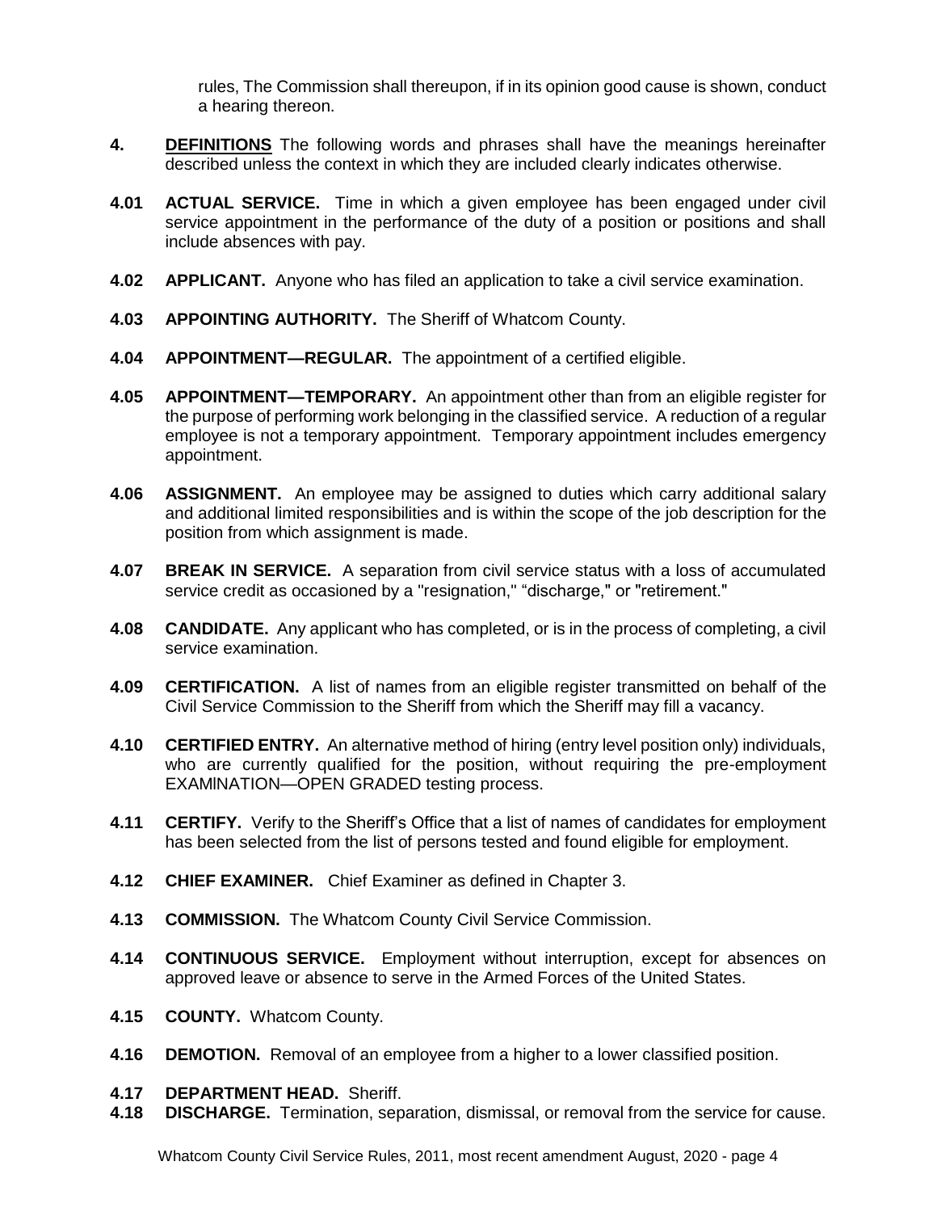rules, The Commission shall thereupon, if in its opinion good cause is shown, conduct a hearing thereon.

**4.** **<u>DEFINITIONS</u>** The following words and phrases shall have the meanings hereinafter described unless the context in which they are included clearly indicates otherwise.

**4.01** **ACTUAL SERVICE.** Time in which a given employee has been engaged under civil service appointment in the performance of the duty of a position or positions and shall include absences with pay.

**4.02** **APPLICANT.** Anyone who has filed an application to take a civil service examination.

**4.03** **APPOINTING AUTHORITY.** The Sheriff of Whatcom County.

**4.04** **APPOINTMENT—REGULAR.** The appointment of a certified eligible.

**4.05** **APPOINTMENT—TEMPORARY.** An appointment other than from an eligible register for the purpose of performing work belonging in the classified service. A reduction of a regular employee is not a temporary appointment. Temporary appointment includes emergency appointment.

**4.06** **ASSIGNMENT.** An employee may be assigned to duties which carry additional salary and additional limited responsibilities and is within the scope of the job description for the position from which assignment is made.

**4.07** **BREAK IN SERVICE.** A separation from civil service status with a loss of accumulated service credit as occasioned by a "resignation," "discharge," or "retirement."

**4.08** **CANDIDATE.** Any applicant who has completed, or is in the process of completing, a civil service examination.

**4.09** **CERTIFICATION.** A list of names from an eligible register transmitted on behalf of the Civil Service Commission to the Sheriff from which the Sheriff may fill a vacancy.

**4.10** **CERTIFIED ENTRY.** An alternative method of hiring (entry level position only) individuals, who are currently qualified for the position, without requiring the pre-employment EXAMINATION—OPEN GRADED testing process.

**4.11** **CERTIFY.** Verify to the Sheriff's Office that a list of names of candidates for employment has been selected from the list of persons tested and found eligible for employment.

**4.12** **CHIEF EXAMINER.** Chief Examiner as defined in Chapter 3.

**4.13** **COMMISSION.** The Whatcom County Civil Service Commission.

**4.14** **CONTINUOUS SERVICE.** Employment without interruption, except for absences on approved leave or absence to serve in the Armed Forces of the United States.

**4.15** **COUNTY.** Whatcom County.

**4.16** **DEMOTION.** Removal of an employee from a higher to a lower classified position.

**4.17** **DEPARTMENT HEAD.** Sheriff.

**4.18** **DISCHARGE.** Termination, separation, dismissal, or removal from the service for cause.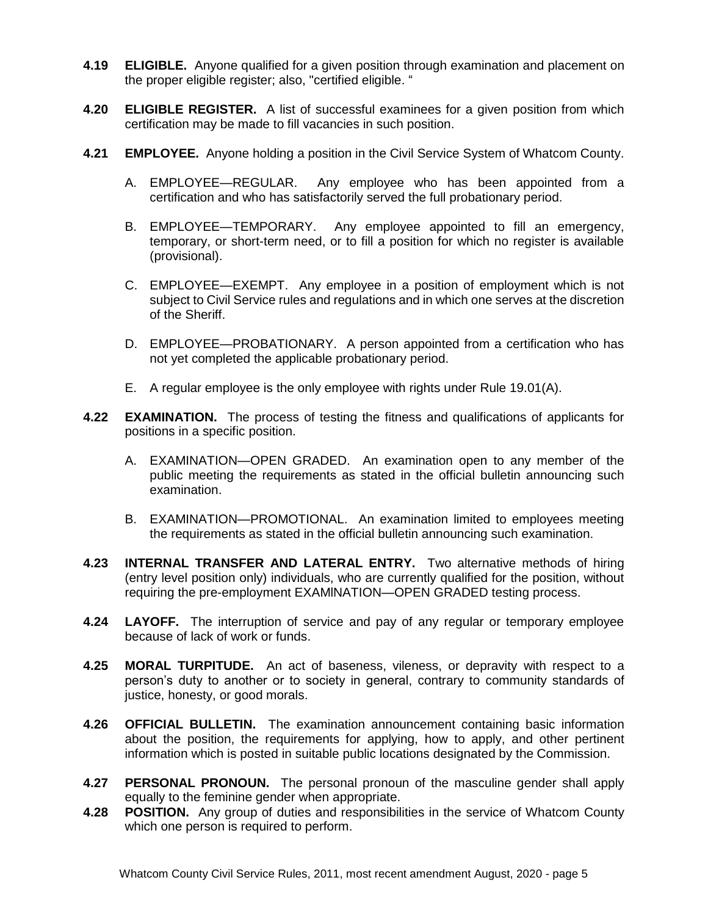**4.19 ELIGIBLE.** Anyone qualified for a given position through examination and placement on the proper eligible register; also, "certified eligible. "

**4.20 ELIGIBLE REGISTER.** A list of successful examinees for a given position from which certification may be made to fill vacancies in such position.

**4.21 EMPLOYEE.** Anyone holding a position in the Civil Service System of Whatcom County.

A. EMPLOYEE—REGULAR. Any employee who has been appointed from a certification and who has satisfactorily served the full probationary period.

B. EMPLOYEE—TEMPORARY. Any employee appointed to fill an emergency, temporary, or short-term need, or to fill a position for which no register is available (provisional).

C. EMPLOYEE—EXEMPT. Any employee in a position of employment which is not subject to Civil Service rules and regulations and in which one serves at the discretion of the Sheriff.

D. EMPLOYEE—PROBATIONARY. A person appointed from a certification who has not yet completed the applicable probationary period.

E. A regular employee is the only employee with rights under Rule 19.01(A).

**4.22 EXAMINATION.** The process of testing the fitness and qualifications of applicants for positions in a specific position.

A. EXAMINATION—OPEN GRADED. An examination open to any member of the public meeting the requirements as stated in the official bulletin announcing such examination.

B. EXAMINATION—PROMOTIONAL. An examination limited to employees meeting the requirements as stated in the official bulletin announcing such examination.

**4.23 INTERNAL TRANSFER AND LATERAL ENTRY.** Two alternative methods of hiring (entry level position only) individuals, who are currently qualified for the position, without requiring the pre-employment EXAMINATION—OPEN GRADED testing process.

**4.24 LAYOFF.** The interruption of service and pay of any regular or temporary employee because of lack of work or funds.

**4.25 MORAL TURPITUDE.** An act of baseness, vileness, or depravity with respect to a person's duty to another or to society in general, contrary to community standards of justice, honesty, or good morals.

**4.26 OFFICIAL BULLETIN.** The examination announcement containing basic information about the position, the requirements for applying, how to apply, and other pertinent information which is posted in suitable public locations designated by the Commission.

**4.27 PERSONAL PRONOUN.** The personal pronoun of the masculine gender shall apply equally to the feminine gender when appropriate.

**4.28 POSITION.** Any group of duties and responsibilities in the service of Whatcom County which one person is required to perform.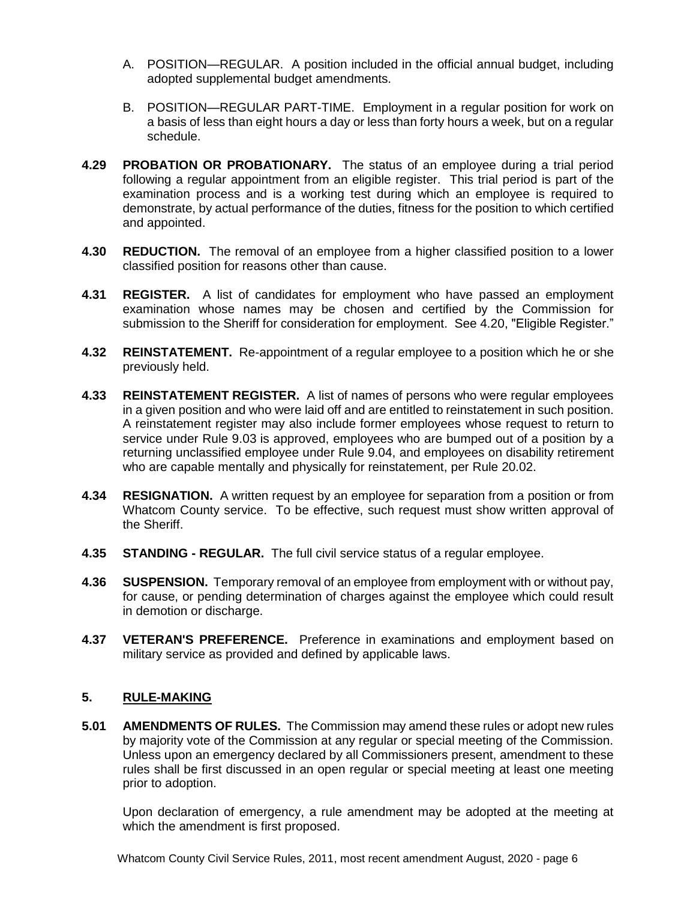A. POSITION—REGULAR. A position included in the official annual budget, including adopted supplemental budget amendments.

B. POSITION—REGULAR PART-TIME. Employment in a regular position for work on a basis of less than eight hours a day or less than forty hours a week, but on a regular schedule.

**4.29 PROBATION OR PROBATIONARY.** The status of an employee during a trial period following a regular appointment from an eligible register. This trial period is part of the examination process and is a working test during which an employee is required to demonstrate, by actual performance of the duties, fitness for the position to which certified and appointed.

**4.30 REDUCTION.** The removal of an employee from a higher classified position to a lower classified position for reasons other than cause.

**4.31 REGISTER.** A list of candidates for employment who have passed an employment examination whose names may be chosen and certified by the Commission for submission to the Sheriff for consideration for employment. See 4.20, "Eligible Register."

**4.32 REINSTATEMENT.** Re-appointment of a regular employee to a position which he or she previously held.

**4.33 REINSTATEMENT REGISTER.** A list of names of persons who were regular employees in a given position and who were laid off and are entitled to reinstatement in such position. A reinstatement register may also include former employees whose request to return to service under Rule 9.03 is approved, employees who are bumped out of a position by a returning unclassified employee under Rule 9.04, and employees on disability retirement who are capable mentally and physically for reinstatement, per Rule 20.02.

**4.34 RESIGNATION.** A written request by an employee for separation from a position or from Whatcom County service. To be effective, such request must show written approval of the Sheriff.

**4.35 STANDING - REGULAR.** The full civil service status of a regular employee.

**4.36 SUSPENSION.** Temporary removal of an employee from employment with or without pay, for cause, or pending determination of charges against the employee which could result in demotion or discharge.

**4.37 VETERAN'S PREFERENCE.** Preference in examinations and employment based on military service as provided and defined by applicable laws.

## 5. RULE-MAKING

**5.01 AMENDMENTS OF RULES.** The Commission may amend these rules or adopt new rules by majority vote of the Commission at any regular or special meeting of the Commission. Unless upon an emergency declared by all Commissioners present, amendment to these rules shall be first discussed in an open regular or special meeting at least one meeting prior to adoption.

Upon declaration of emergency, a rule amendment may be adopted at the meeting at which the amendment is first proposed.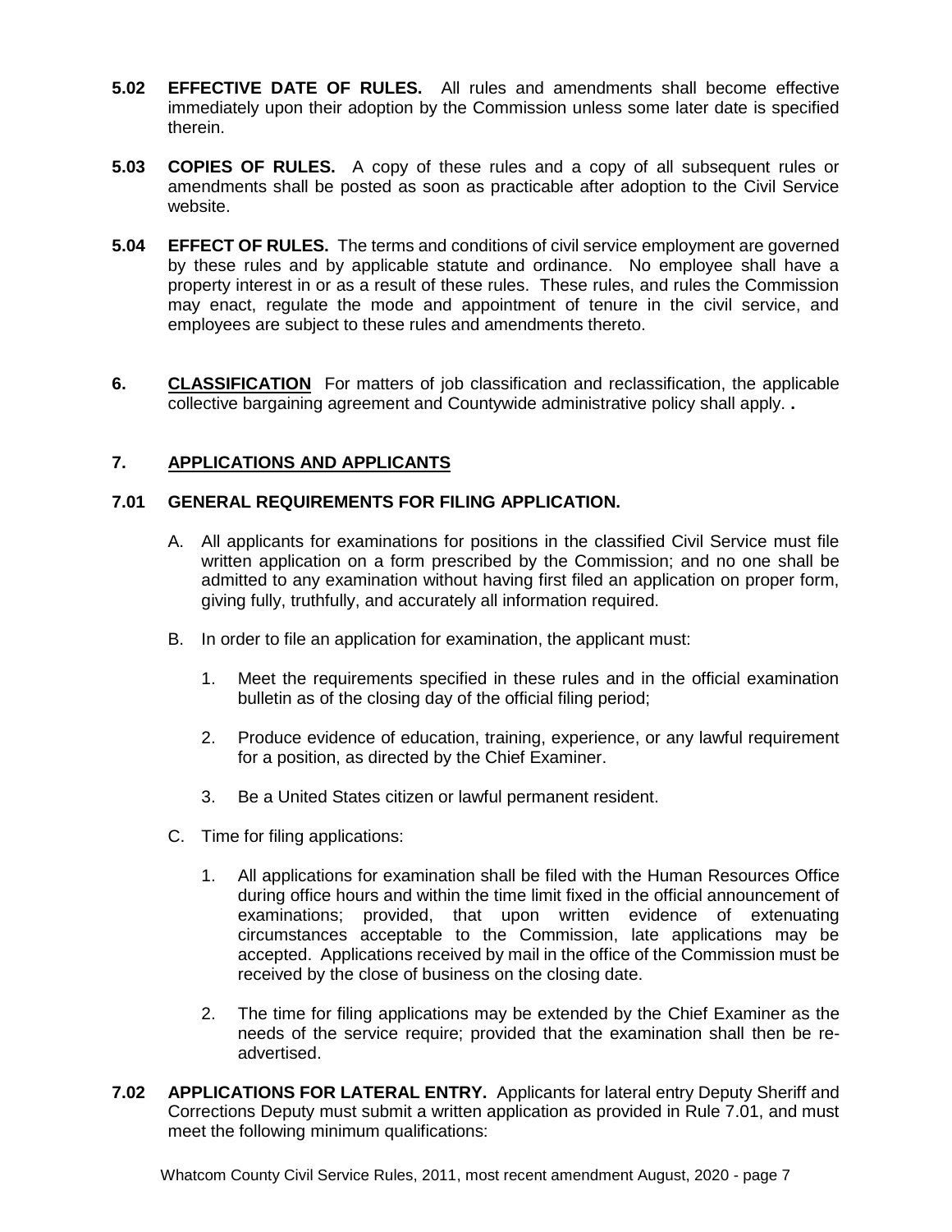**5.02 EFFECTIVE DATE OF RULES.** All rules and amendments shall become effective immediately upon their adoption by the Commission unless some later date is specified therein.

**5.03 COPIES OF RULES.** A copy of these rules and a copy of all subsequent rules or amendments shall be posted as soon as practicable after adoption to the Civil Service website.

**5.04 EFFECT OF RULES.** The terms and conditions of civil service employment are governed by these rules and by applicable statute and ordinance. No employee shall have a property interest in or as a result of these rules. These rules, and rules the Commission may enact, regulate the mode and appointment of tenure in the civil service, and employees are subject to these rules and amendments thereto.

## 6. CLASSIFICATION

For matters of job classification and reclassification, the applicable collective bargaining agreement and Countywide administrative policy shall apply. **.**

## 7. APPLICATIONS AND APPLICANTS

### 7.01 GENERAL REQUIREMENTS FOR FILING APPLICATION.

A. All applicants for examinations for positions in the classified Civil Service must file written application on a form prescribed by the Commission; and no one shall be admitted to any examination without having first filed an application on proper form, giving fully, truthfully, and accurately all information required.

B. In order to file an application for examination, the applicant must:

1. Meet the requirements specified in these rules and in the official examination bulletin as of the closing day of the official filing period;

2. Produce evidence of education, training, experience, or any lawful requirement for a position, as directed by the Chief Examiner.

3. Be a United States citizen or lawful permanent resident.

C. Time for filing applications:

1. All applications for examination shall be filed with the Human Resources Office during office hours and within the time limit fixed in the official announcement of examinations; provided, that upon written evidence of extenuating circumstances acceptable to the Commission, late applications may be accepted. Applications received by mail in the office of the Commission must be received by the close of business on the closing date.

2. The time for filing applications may be extended by the Chief Examiner as the needs of the service require; provided that the examination shall then be re-advertised.

**7.02 APPLICATIONS FOR LATERAL ENTRY.** Applicants for lateral entry Deputy Sheriff and Corrections Deputy must submit a written application as provided in Rule 7.01, and must meet the following minimum qualifications: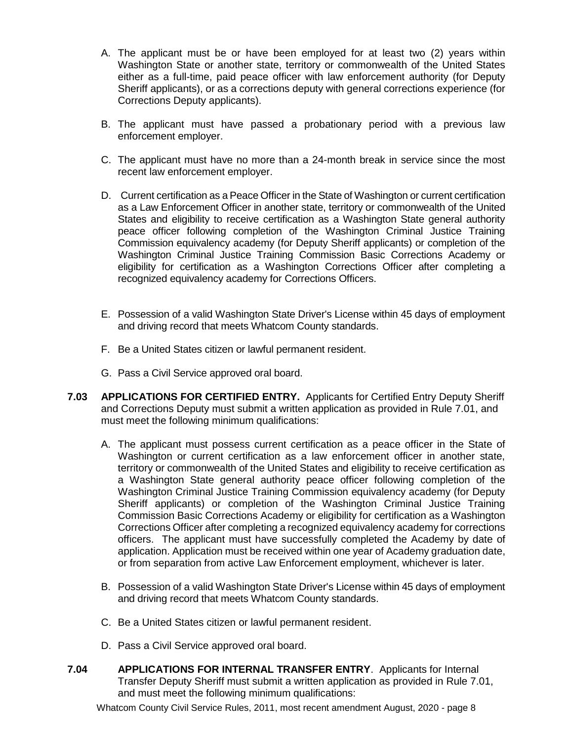A. The applicant must be or have been employed for at least two (2) years within Washington State or another state, territory or commonwealth of the United States either as a full-time, paid peace officer with law enforcement authority (for Deputy Sheriff applicants), or as a corrections deputy with general corrections experience (for Corrections Deputy applicants).

B. The applicant must have passed a probationary period with a previous law enforcement employer.

C. The applicant must have no more than a 24-month break in service since the most recent law enforcement employer.

D. Current certification as a Peace Officer in the State of Washington or current certification as a Law Enforcement Officer in another state, territory or commonwealth of the United States and eligibility to receive certification as a Washington State general authority peace officer following completion of the Washington Criminal Justice Training Commission equivalency academy (for Deputy Sheriff applicants) or completion of the Washington Criminal Justice Training Commission Basic Corrections Academy or eligibility for certification as a Washington Corrections Officer after completing a recognized equivalency academy for Corrections Officers.

E. Possession of a valid Washington State Driver's License within 45 days of employment and driving record that meets Whatcom County standards.

F. Be a United States citizen or lawful permanent resident.

G. Pass a Civil Service approved oral board.

**7.03 APPLICATIONS FOR CERTIFIED ENTRY.** Applicants for Certified Entry Deputy Sheriff and Corrections Deputy must submit a written application as provided in Rule 7.01, and must meet the following minimum qualifications:

A. The applicant must possess current certification as a peace officer in the State of Washington or current certification as a law enforcement officer in another state, territory or commonwealth of the United States and eligibility to receive certification as a Washington State general authority peace officer following completion of the Washington Criminal Justice Training Commission equivalency academy (for Deputy Sheriff applicants) or completion of the Washington Criminal Justice Training Commission Basic Corrections Academy or eligibility for certification as a Washington Corrections Officer after completing a recognized equivalency academy for corrections officers. The applicant must have successfully completed the Academy by date of application. Application must be received within one year of Academy graduation date, or from separation from active Law Enforcement employment, whichever is later.

B. Possession of a valid Washington State Driver's License within 45 days of employment and driving record that meets Whatcom County standards.

C. Be a United States citizen or lawful permanent resident.

D. Pass a Civil Service approved oral board.

**7.04 APPLICATIONS FOR INTERNAL TRANSFER ENTRY**. Applicants for Internal Transfer Deputy Sheriff must submit a written application as provided in Rule 7.01, and must meet the following minimum qualifications: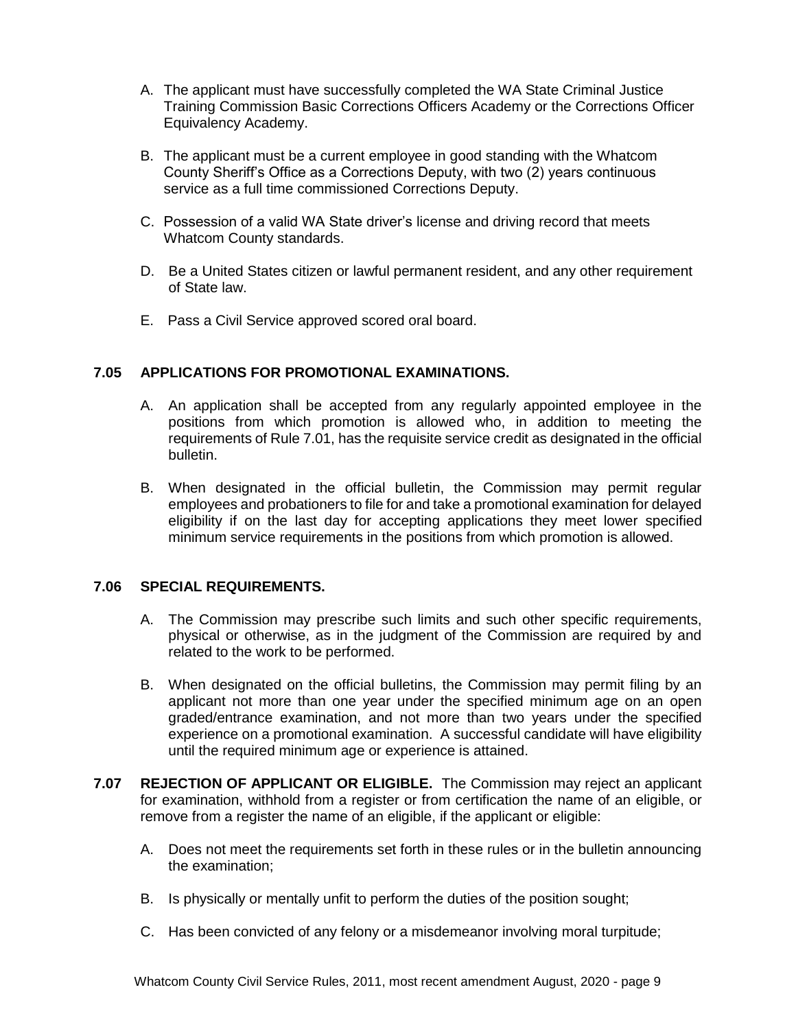A. The applicant must have successfully completed the WA State Criminal Justice Training Commission Basic Corrections Officers Academy or the Corrections Officer Equivalency Academy.

B. The applicant must be a current employee in good standing with the Whatcom County Sheriff's Office as a Corrections Deputy, with two (2) years continuous service as a full time commissioned Corrections Deputy.

C. Possession of a valid WA State driver's license and driving record that meets Whatcom County standards.

D. Be a United States citizen or lawful permanent resident, and any other requirement of State law.

E. Pass a Civil Service approved scored oral board.

**7.05 APPLICATIONS FOR PROMOTIONAL EXAMINATIONS.**

A. An application shall be accepted from any regularly appointed employee in the positions from which promotion is allowed who, in addition to meeting the requirements of Rule 7.01, has the requisite service credit as designated in the official bulletin.

B. When designated in the official bulletin, the Commission may permit regular employees and probationers to file for and take a promotional examination for delayed eligibility if on the last day for accepting applications they meet lower specified minimum service requirements in the positions from which promotion is allowed.

**7.06 SPECIAL REQUIREMENTS.**

A. The Commission may prescribe such limits and such other specific requirements, physical or otherwise, as in the judgment of the Commission are required by and related to the work to be performed.

B. When designated on the official bulletins, the Commission may permit filing by an applicant not more than one year under the specified minimum age on an open graded/entrance examination, and not more than two years under the specified experience on a promotional examination. A successful candidate will have eligibility until the required minimum age or experience is attained.

**7.07 REJECTION OF APPLICANT OR ELIGIBLE.** The Commission may reject an applicant for examination, withhold from a register or from certification the name of an eligible, or remove from a register the name of an eligible, if the applicant or eligible:

A. Does not meet the requirements set forth in these rules or in the bulletin announcing the examination;

B. Is physically or mentally unfit to perform the duties of the position sought;

C. Has been convicted of any felony or a misdemeanor involving moral turpitude;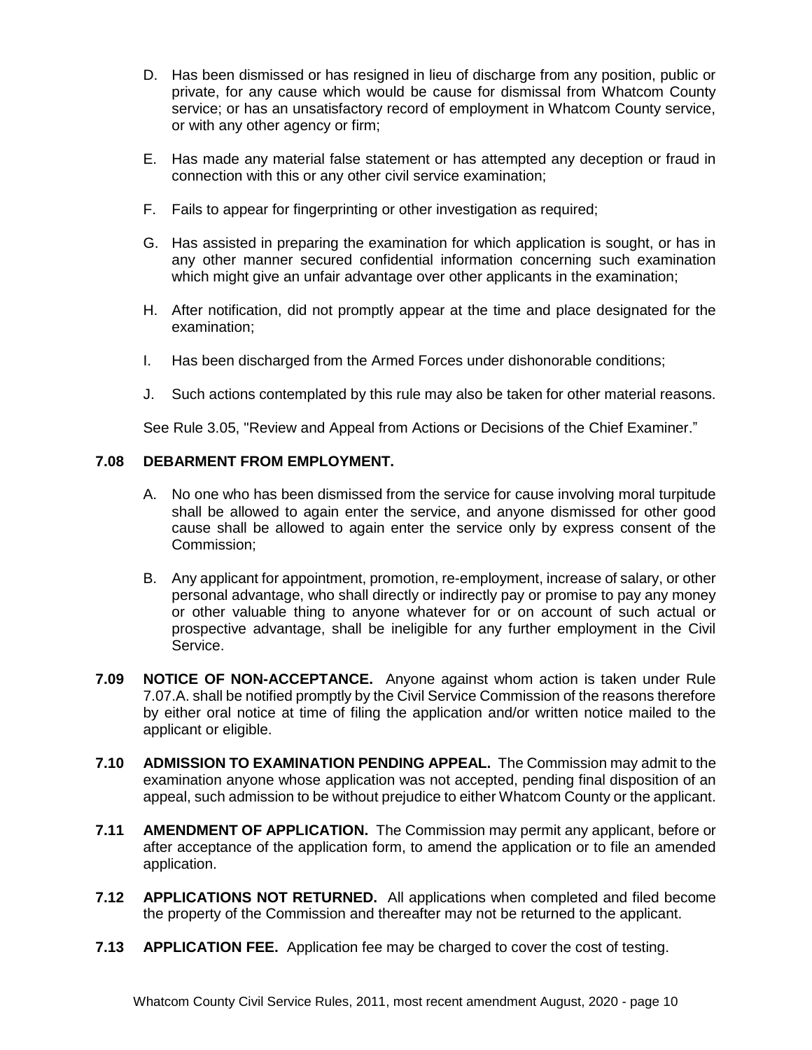D. Has been dismissed or has resigned in lieu of discharge from any position, public or private, for any cause which would be cause for dismissal from Whatcom County service; or has an unsatisfactory record of employment in Whatcom County service, or with any other agency or firm;

E. Has made any material false statement or has attempted any deception or fraud in connection with this or any other civil service examination;

F. Fails to appear for fingerprinting or other investigation as required;

G. Has assisted in preparing the examination for which application is sought, or has in any other manner secured confidential information concerning such examination which might give an unfair advantage over other applicants in the examination;

H. After notification, did not promptly appear at the time and place designated for the examination;

I. Has been discharged from the Armed Forces under dishonorable conditions;

J. Such actions contemplated by this rule may also be taken for other material reasons.

See Rule 3.05, "Review and Appeal from Actions or Decisions of the Chief Examiner."

### 7.08 DEBARMENT FROM EMPLOYMENT.

A. No one who has been dismissed from the service for cause involving moral turpitude shall be allowed to again enter the service, and anyone dismissed for other good cause shall be allowed to again enter the service only by express consent of the Commission;

B. Any applicant for appointment, promotion, re-employment, increase of salary, or other personal advantage, who shall directly or indirectly pay or promise to pay any money or other valuable thing to anyone whatever for or on account of such actual or prospective advantage, shall be ineligible for any further employment in the Civil Service.

**7.09 NOTICE OF NON-ACCEPTANCE.** Anyone against whom action is taken under Rule 7.07.A. shall be notified promptly by the Civil Service Commission of the reasons therefore by either oral notice at time of filing the application and/or written notice mailed to the applicant or eligible.

**7.10 ADMISSION TO EXAMINATION PENDING APPEAL.** The Commission may admit to the examination anyone whose application was not accepted, pending final disposition of an appeal, such admission to be without prejudice to either Whatcom County or the applicant.

**7.11 AMENDMENT OF APPLICATION.** The Commission may permit any applicant, before or after acceptance of the application form, to amend the application or to file an amended application.

**7.12 APPLICATIONS NOT RETURNED.** All applications when completed and filed become the property of the Commission and thereafter may not be returned to the applicant.

**7.13 APPLICATION FEE.** Application fee may be charged to cover the cost of testing.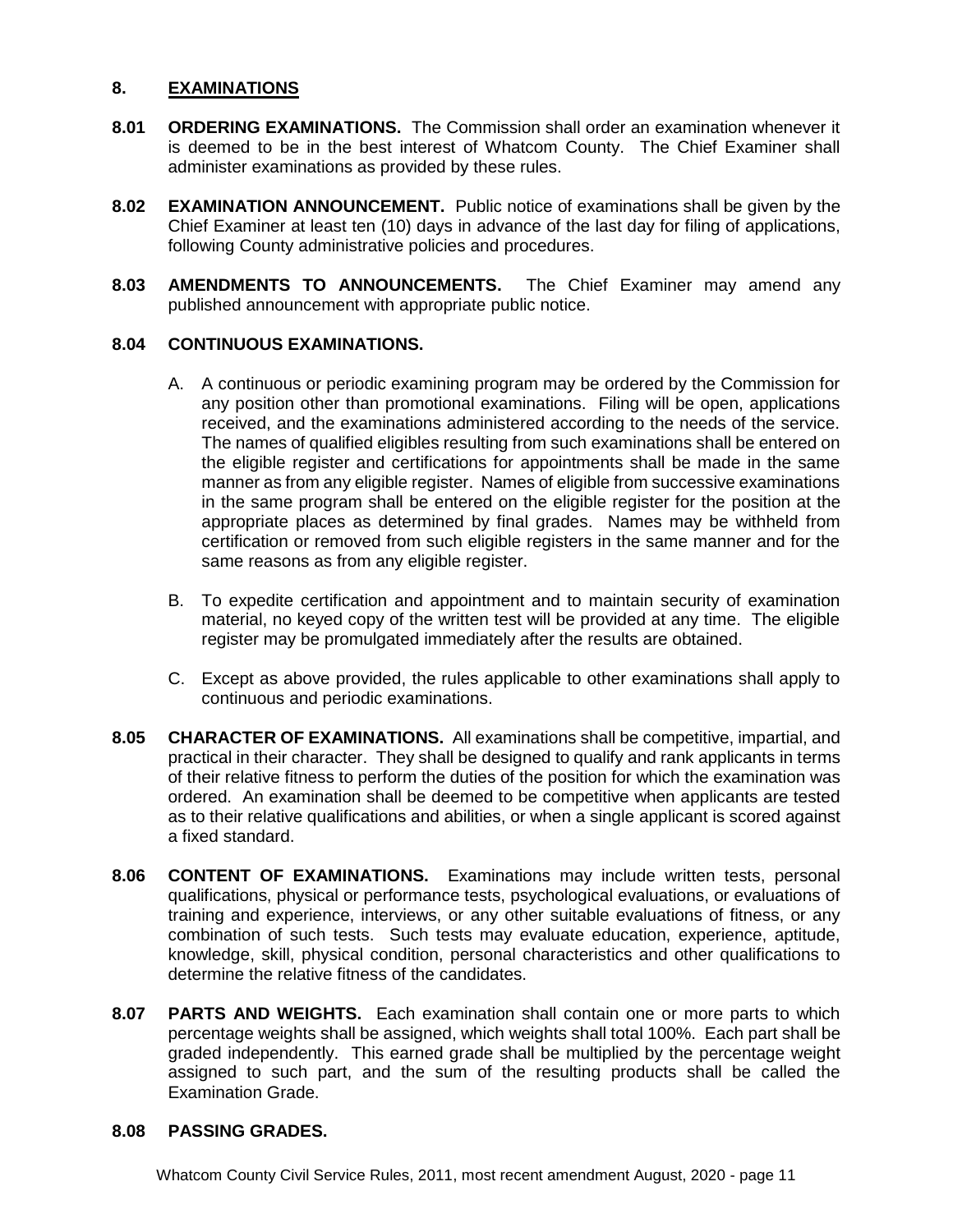## 8. EXAMINATIONS

**8.01 ORDERING EXAMINATIONS.** The Commission shall order an examination whenever it is deemed to be in the best interest of Whatcom County. The Chief Examiner shall administer examinations as provided by these rules.

**8.02 EXAMINATION ANNOUNCEMENT.** Public notice of examinations shall be given by the Chief Examiner at least ten (10) days in advance of the last day for filing of applications, following County administrative policies and procedures.

**8.03 AMENDMENTS TO ANNOUNCEMENTS.** The Chief Examiner may amend any published announcement with appropriate public notice.

**8.04 CONTINUOUS EXAMINATIONS.**

A. A continuous or periodic examining program may be ordered by the Commission for any position other than promotional examinations. Filing will be open, applications received, and the examinations administered according to the needs of the service. The names of qualified eligibles resulting from such examinations shall be entered on the eligible register and certifications for appointments shall be made in the same manner as from any eligible register. Names of eligible from successive examinations in the same program shall be entered on the eligible register for the position at the appropriate places as determined by final grades. Names may be withheld from certification or removed from such eligible registers in the same manner and for the same reasons as from any eligible register.

B. To expedite certification and appointment and to maintain security of examination material, no keyed copy of the written test will be provided at any time. The eligible register may be promulgated immediately after the results are obtained.

C. Except as above provided, the rules applicable to other examinations shall apply to continuous and periodic examinations.

**8.05 CHARACTER OF EXAMINATIONS.** All examinations shall be competitive, impartial, and practical in their character. They shall be designed to qualify and rank applicants in terms of their relative fitness to perform the duties of the position for which the examination was ordered. An examination shall be deemed to be competitive when applicants are tested as to their relative qualifications and abilities, or when a single applicant is scored against a fixed standard.

**8.06 CONTENT OF EXAMINATIONS.** Examinations may include written tests, personal qualifications, physical or performance tests, psychological evaluations, or evaluations of training and experience, interviews, or any other suitable evaluations of fitness, or any combination of such tests. Such tests may evaluate education, experience, aptitude, knowledge, skill, physical condition, personal characteristics and other qualifications to determine the relative fitness of the candidates.

**8.07 PARTS AND WEIGHTS.** Each examination shall contain one or more parts to which percentage weights shall be assigned, which weights shall total 100%. Each part shall be graded independently. This earned grade shall be multiplied by the percentage weight assigned to such part, and the sum of the resulting products shall be called the Examination Grade.

**8.08 PASSING GRADES.**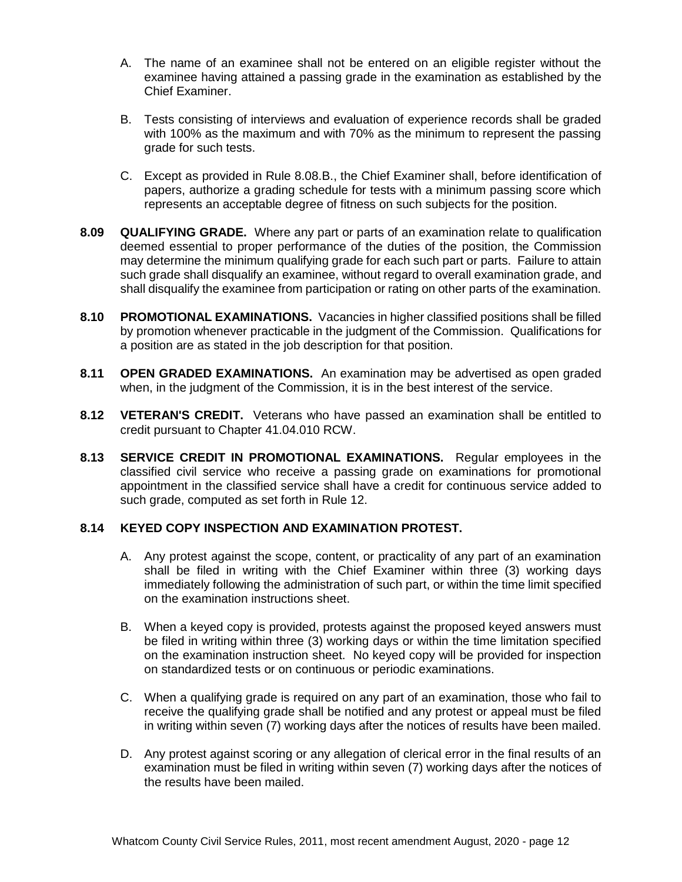A. The name of an examinee shall not be entered on an eligible register without the examinee having attained a passing grade in the examination as established by the Chief Examiner.

B. Tests consisting of interviews and evaluation of experience records shall be graded with 100% as the maximum and with 70% as the minimum to represent the passing grade for such tests.

C. Except as provided in Rule 8.08.B., the Chief Examiner shall, before identification of papers, authorize a grading schedule for tests with a minimum passing score which represents an acceptable degree of fitness on such subjects for the position.

**8.09 QUALIFYING GRADE.** Where any part or parts of an examination relate to qualification deemed essential to proper performance of the duties of the position, the Commission may determine the minimum qualifying grade for each such part or parts. Failure to attain such grade shall disqualify an examinee, without regard to overall examination grade, and shall disqualify the examinee from participation or rating on other parts of the examination.

**8.10 PROMOTIONAL EXAMINATIONS.** Vacancies in higher classified positions shall be filled by promotion whenever practicable in the judgment of the Commission. Qualifications for a position are as stated in the job description for that position.

**8.11 OPEN GRADED EXAMINATIONS.** An examination may be advertised as open graded when, in the judgment of the Commission, it is in the best interest of the service.

**8.12 VETERAN'S CREDIT.** Veterans who have passed an examination shall be entitled to credit pursuant to Chapter 41.04.010 RCW.

**8.13 SERVICE CREDIT IN PROMOTIONAL EXAMINATIONS.** Regular employees in the classified civil service who receive a passing grade on examinations for promotional appointment in the classified service shall have a credit for continuous service added to such grade, computed as set forth in Rule 12.

**8.14 KEYED COPY INSPECTION AND EXAMINATION PROTEST.**

A. Any protest against the scope, content, or practicality of any part of an examination shall be filed in writing with the Chief Examiner within three (3) working days immediately following the administration of such part, or within the time limit specified on the examination instructions sheet.

B. When a keyed copy is provided, protests against the proposed keyed answers must be filed in writing within three (3) working days or within the time limitation specified on the examination instruction sheet. No keyed copy will be provided for inspection on standardized tests or on continuous or periodic examinations.

C. When a qualifying grade is required on any part of an examination, those who fail to receive the qualifying grade shall be notified and any protest or appeal must be filed in writing within seven (7) working days after the notices of results have been mailed.

D. Any protest against scoring or any allegation of clerical error in the final results of an examination must be filed in writing within seven (7) working days after the notices of the results have been mailed.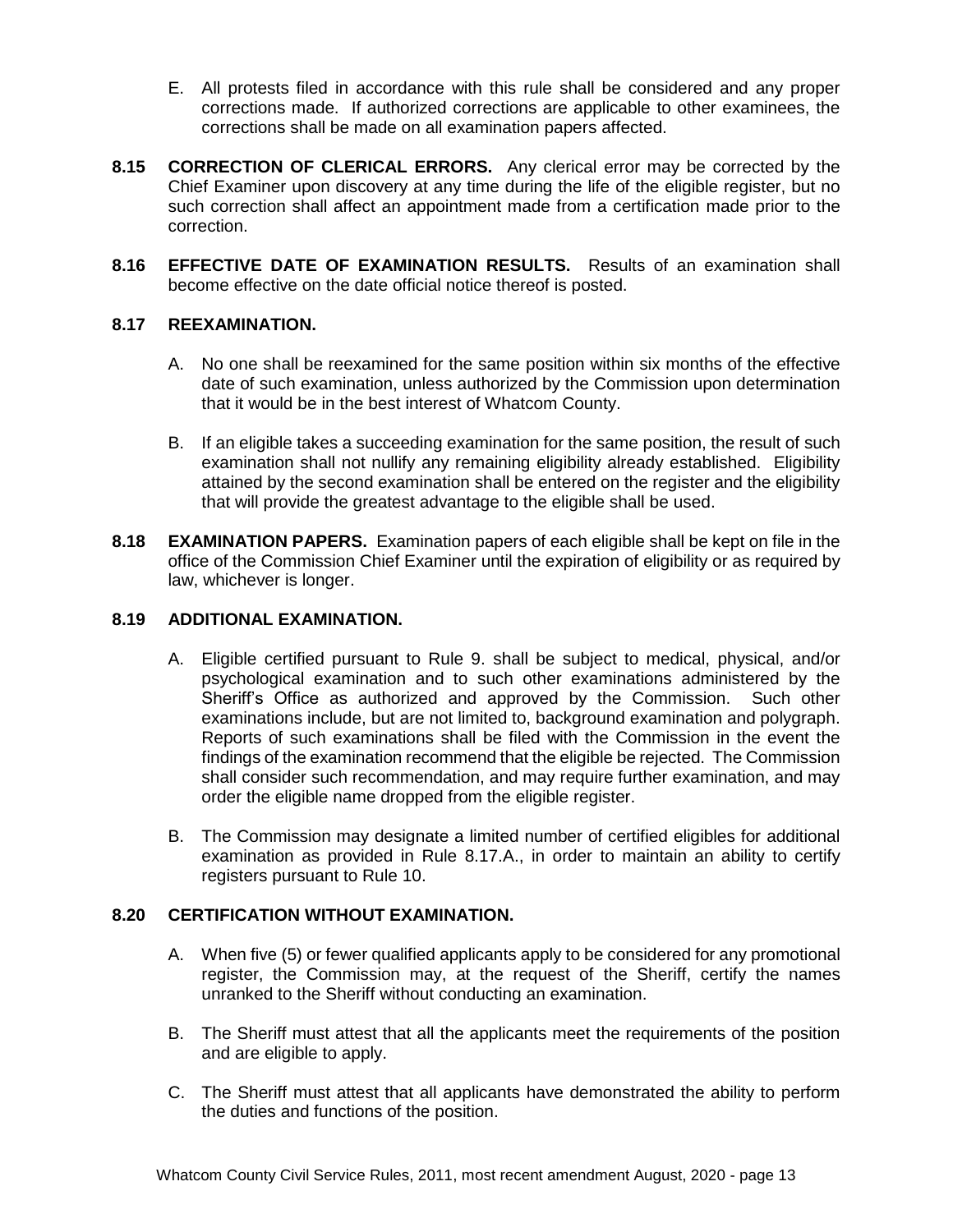E. All protests filed in accordance with this rule shall be considered and any proper corrections made. If authorized corrections are applicable to other examinees, the corrections shall be made on all examination papers affected.

**8.15 CORRECTION OF CLERICAL ERRORS.** Any clerical error may be corrected by the Chief Examiner upon discovery at any time during the life of the eligible register, but no such correction shall affect an appointment made from a certification made prior to the correction.

**8.16 EFFECTIVE DATE OF EXAMINATION RESULTS.** Results of an examination shall become effective on the date official notice thereof is posted.

**8.17 REEXAMINATION.**

A. No one shall be reexamined for the same position within six months of the effective date of such examination, unless authorized by the Commission upon determination that it would be in the best interest of Whatcom County.

B. If an eligible takes a succeeding examination for the same position, the result of such examination shall not nullify any remaining eligibility already established. Eligibility attained by the second examination shall be entered on the register and the eligibility that will provide the greatest advantage to the eligible shall be used.

**8.18 EXAMINATION PAPERS.** Examination papers of each eligible shall be kept on file in the office of the Commission Chief Examiner until the expiration of eligibility or as required by law, whichever is longer.

**8.19 ADDITIONAL EXAMINATION.**

A. Eligible certified pursuant to Rule 9. shall be subject to medical, physical, and/or psychological examination and to such other examinations administered by the Sheriff's Office as authorized and approved by the Commission. Such other examinations include, but are not limited to, background examination and polygraph. Reports of such examinations shall be filed with the Commission in the event the findings of the examination recommend that the eligible be rejected. The Commission shall consider such recommendation, and may require further examination, and may order the eligible name dropped from the eligible register.

B. The Commission may designate a limited number of certified eligibles for additional examination as provided in Rule 8.17.A., in order to maintain an ability to certify registers pursuant to Rule 10.

**8.20 CERTIFICATION WITHOUT EXAMINATION.**

A. When five (5) or fewer qualified applicants apply to be considered for any promotional register, the Commission may, at the request of the Sheriff, certify the names unranked to the Sheriff without conducting an examination.

B. The Sheriff must attest that all the applicants meet the requirements of the position and are eligible to apply.

C. The Sheriff must attest that all applicants have demonstrated the ability to perform the duties and functions of the position.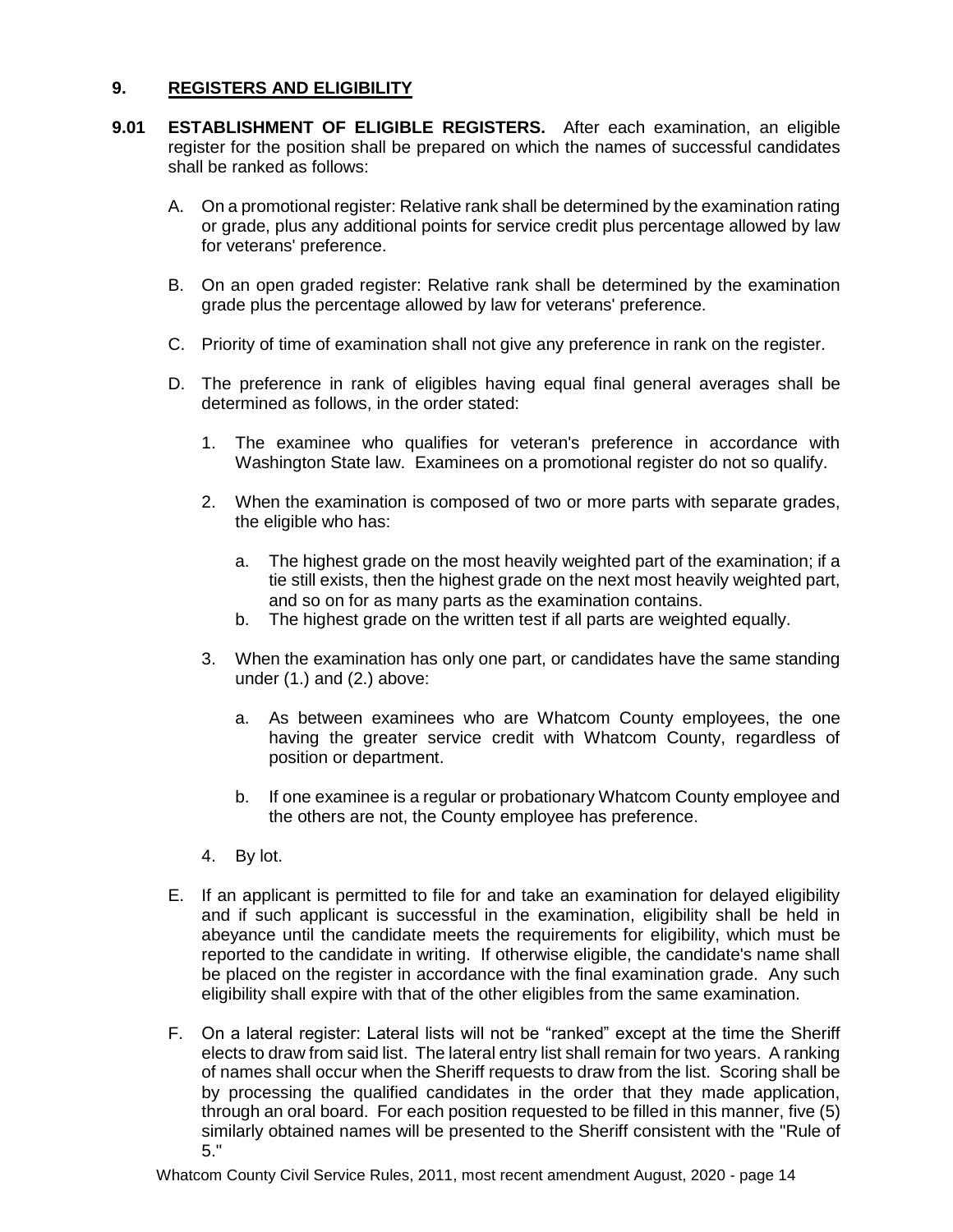## 9. REGISTERS AND ELIGIBILITY

**9.01 ESTABLISHMENT OF ELIGIBLE REGISTERS.** After each examination, an eligible register for the position shall be prepared on which the names of successful candidates shall be ranked as follows:

A. On a promotional register: Relative rank shall be determined by the examination rating or grade, plus any additional points for service credit plus percentage allowed by law for veterans' preference.

B. On an open graded register: Relative rank shall be determined by the examination grade plus the percentage allowed by law for veterans' preference.

C. Priority of time of examination shall not give any preference in rank on the register.

D. The preference in rank of eligibles having equal final general averages shall be determined as follows, in the order stated:

1. The examinee who qualifies for veteran's preference in accordance with Washington State law. Examinees on a promotional register do not so qualify.

2. When the examination is composed of two or more parts with separate grades, the eligible who has:

   a. The highest grade on the most heavily weighted part of the examination; if a tie still exists, then the highest grade on the next most heavily weighted part, and so on for as many parts as the examination contains.

   b. The highest grade on the written test if all parts are weighted equally.

3. When the examination has only one part, or candidates have the same standing under (1.) and (2.) above:

   a. As between examinees who are Whatcom County employees, the one having the greater service credit with Whatcom County, regardless of position or department.

   b. If one examinee is a regular or probationary Whatcom County employee and the others are not, the County employee has preference.

4. By lot.

E. If an applicant is permitted to file for and take an examination for delayed eligibility and if such applicant is successful in the examination, eligibility shall be held in abeyance until the candidate meets the requirements for eligibility, which must be reported to the candidate in writing. If otherwise eligible, the candidate's name shall be placed on the register in accordance with the final examination grade. Any such eligibility shall expire with that of the other eligibles from the same examination.

F. On a lateral register: Lateral lists will not be "ranked" except at the time the Sheriff elects to draw from said list. The lateral entry list shall remain for two years. A ranking of names shall occur when the Sheriff requests to draw from the list. Scoring shall be by processing the qualified candidates in the order that they made application, through an oral board. For each position requested to be filled in this manner, five (5) similarly obtained names will be presented to the Sheriff consistent with the "Rule of 5."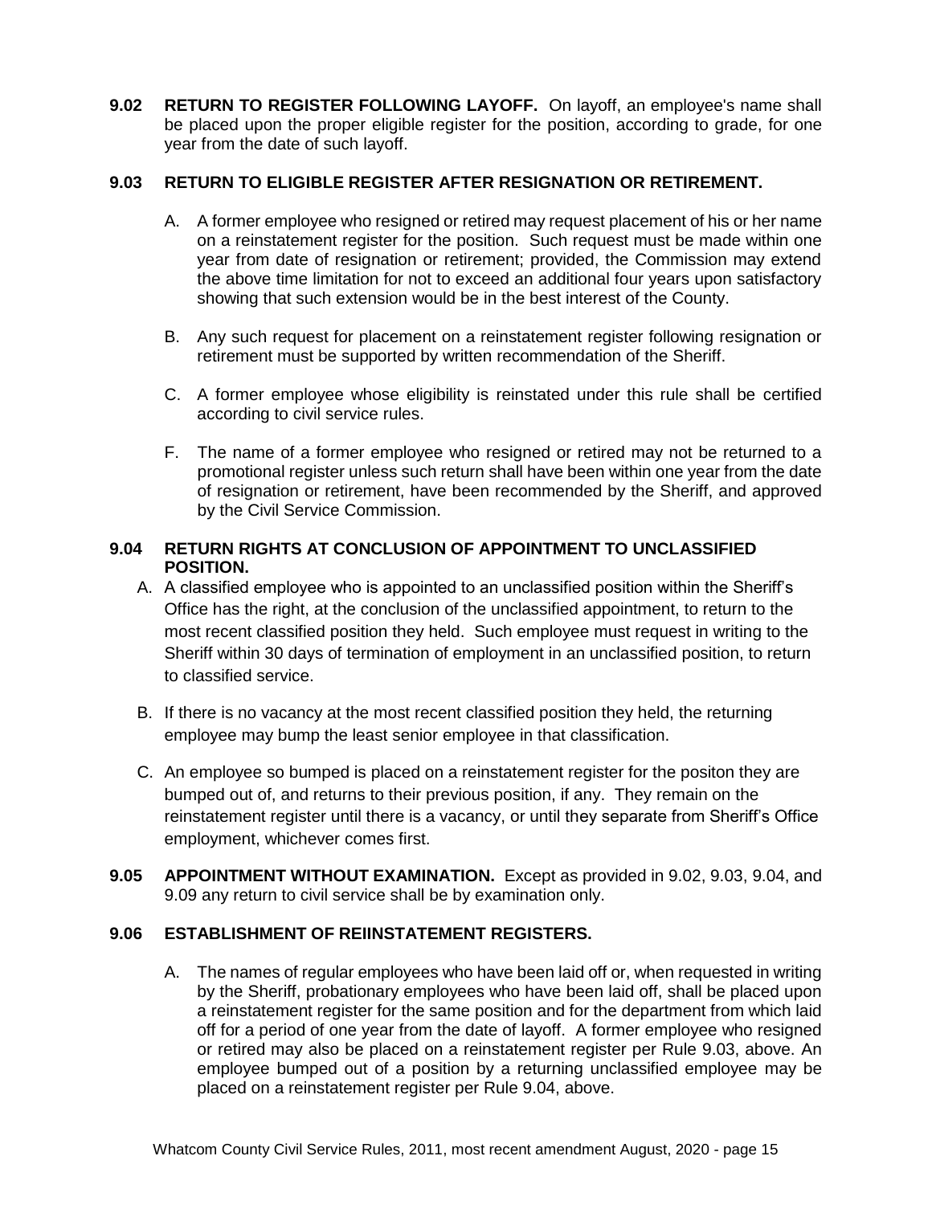**9.02 RETURN TO REGISTER FOLLOWING LAYOFF.** On layoff, an employee's name shall be placed upon the proper eligible register for the position, according to grade, for one year from the date of such layoff.

**9.03 RETURN TO ELIGIBLE REGISTER AFTER RESIGNATION OR RETIREMENT.**

A. A former employee who resigned or retired may request placement of his or her name on a reinstatement register for the position. Such request must be made within one year from date of resignation or retirement; provided, the Commission may extend the above time limitation for not to exceed an additional four years upon satisfactory showing that such extension would be in the best interest of the County.

B. Any such request for placement on a reinstatement register following resignation or retirement must be supported by written recommendation of the Sheriff.

C. A former employee whose eligibility is reinstated under this rule shall be certified according to civil service rules.

F. The name of a former employee who resigned or retired may not be returned to a promotional register unless such return shall have been within one year from the date of resignation or retirement, have been recommended by the Sheriff, and approved by the Civil Service Commission.

**9.04 RETURN RIGHTS AT CONCLUSION OF APPOINTMENT TO UNCLASSIFIED POSITION.**

A. A classified employee who is appointed to an unclassified position within the Sheriff's Office has the right, at the conclusion of the unclassified appointment, to return to the most recent classified position they held. Such employee must request in writing to the Sheriff within 30 days of termination of employment in an unclassified position, to return to classified service.

B. If there is no vacancy at the most recent classified position they held, the returning employee may bump the least senior employee in that classification.

C. An employee so bumped is placed on a reinstatement register for the positon they are bumped out of, and returns to their previous position, if any. They remain on the reinstatement register until there is a vacancy, or until they separate from Sheriff's Office employment, whichever comes first.

**9.05 APPOINTMENT WITHOUT EXAMINATION.** Except as provided in 9.02, 9.03, 9.04, and 9.09 any return to civil service shall be by examination only.

**9.06 ESTABLISHMENT OF REIINSTATEMENT REGISTERS.**

A. The names of regular employees who have been laid off or, when requested in writing by the Sheriff, probationary employees who have been laid off, shall be placed upon a reinstatement register for the same position and for the department from which laid off for a period of one year from the date of layoff. A former employee who resigned or retired may also be placed on a reinstatement register per Rule 9.03, above. An employee bumped out of a position by a returning unclassified employee may be placed on a reinstatement register per Rule 9.04, above.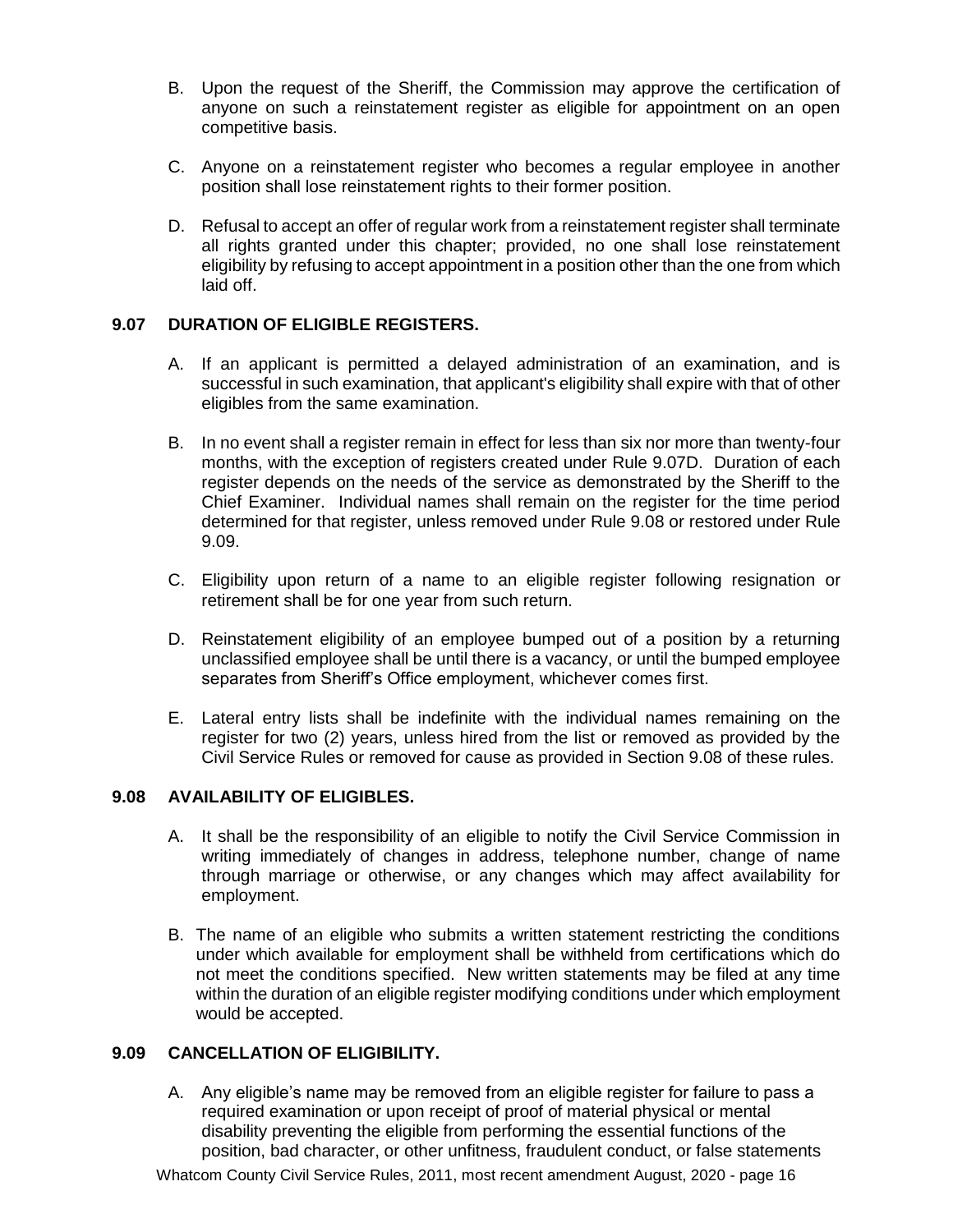B. Upon the request of the Sheriff, the Commission may approve the certification of anyone on such a reinstatement register as eligible for appointment on an open competitive basis.

C. Anyone on a reinstatement register who becomes a regular employee in another position shall lose reinstatement rights to their former position.

D. Refusal to accept an offer of regular work from a reinstatement register shall terminate all rights granted under this chapter; provided, no one shall lose reinstatement eligibility by refusing to accept appointment in a position other than the one from which laid off.

### 9.07 DURATION OF ELIGIBLE REGISTERS.

A. If an applicant is permitted a delayed administration of an examination, and is successful in such examination, that applicant's eligibility shall expire with that of other eligibles from the same examination.

B. In no event shall a register remain in effect for less than six nor more than twenty-four months, with the exception of registers created under Rule 9.07D. Duration of each register depends on the needs of the service as demonstrated by the Sheriff to the Chief Examiner. Individual names shall remain on the register for the time period determined for that register, unless removed under Rule 9.08 or restored under Rule 9.09.

C. Eligibility upon return of a name to an eligible register following resignation or retirement shall be for one year from such return.

D. Reinstatement eligibility of an employee bumped out of a position by a returning unclassified employee shall be until there is a vacancy, or until the bumped employee separates from Sheriff's Office employment, whichever comes first.

E. Lateral entry lists shall be indefinite with the individual names remaining on the register for two (2) years, unless hired from the list or removed as provided by the Civil Service Rules or removed for cause as provided in Section 9.08 of these rules.

### 9.08 AVAILABILITY OF ELIGIBLES.

A. It shall be the responsibility of an eligible to notify the Civil Service Commission in writing immediately of changes in address, telephone number, change of name through marriage or otherwise, or any changes which may affect availability for employment.

B. The name of an eligible who submits a written statement restricting the conditions under which available for employment shall be withheld from certifications which do not meet the conditions specified. New written statements may be filed at any time within the duration of an eligible register modifying conditions under which employment would be accepted.

### 9.09 CANCELLATION OF ELIGIBILITY.

A. Any eligible's name may be removed from an eligible register for failure to pass a required examination or upon receipt of proof of material physical or mental disability preventing the eligible from performing the essential functions of the position, bad character, or other unfitness, fraudulent conduct, or false statements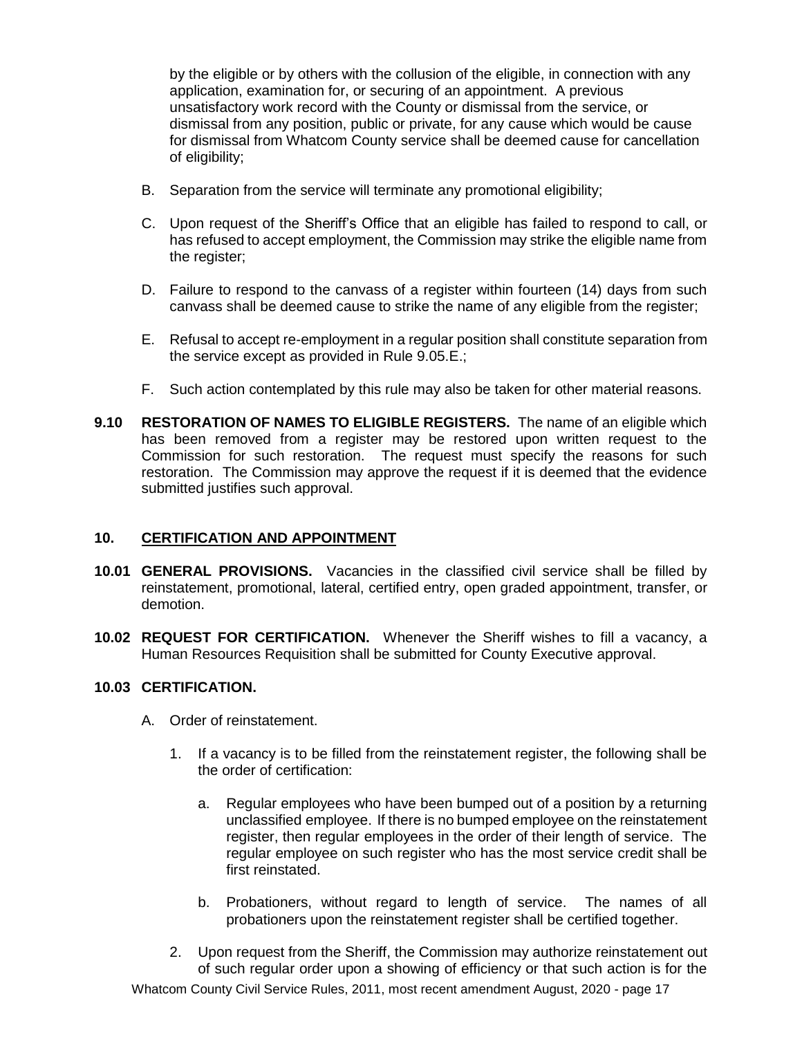by the eligible or by others with the collusion of the eligible, in connection with any application, examination for, or securing of an appointment. A previous unsatisfactory work record with the County or dismissal from the service, or dismissal from any position, public or private, for any cause which would be cause for dismissal from Whatcom County service shall be deemed cause for cancellation of eligibility;

B. Separation from the service will terminate any promotional eligibility;

C. Upon request of the Sheriff's Office that an eligible has failed to respond to call, or has refused to accept employment, the Commission may strike the eligible name from the register;

D. Failure to respond to the canvass of a register within fourteen (14) days from such canvass shall be deemed cause to strike the name of any eligible from the register;

E. Refusal to accept re-employment in a regular position shall constitute separation from the service except as provided in Rule 9.05.E.;

F. Such action contemplated by this rule may also be taken for other material reasons.

**9.10 RESTORATION OF NAMES TO ELIGIBLE REGISTERS.** The name of an eligible which has been removed from a register may be restored upon written request to the Commission for such restoration. The request must specify the reasons for such restoration. The Commission may approve the request if it is deemed that the evidence submitted justifies such approval.

## 10. CERTIFICATION AND APPOINTMENT

**10.01 GENERAL PROVISIONS.** Vacancies in the classified civil service shall be filled by reinstatement, promotional, lateral, certified entry, open graded appointment, transfer, or demotion.

**10.02 REQUEST FOR CERTIFICATION.** Whenever the Sheriff wishes to fill a vacancy, a Human Resources Requisition shall be submitted for County Executive approval.

**10.03 CERTIFICATION.**

A. Order of reinstatement.

1. If a vacancy is to be filled from the reinstatement register, the following shall be the order of certification:

   a. Regular employees who have been bumped out of a position by a returning unclassified employee. If there is no bumped employee on the reinstatement register, then regular employees in the order of their length of service. The regular employee on such register who has the most service credit shall be first reinstated.

   b. Probationers, without regard to length of service. The names of all probationers upon the reinstatement register shall be certified together.

2. Upon request from the Sheriff, the Commission may authorize reinstatement out of such regular order upon a showing of efficiency or that such action is for the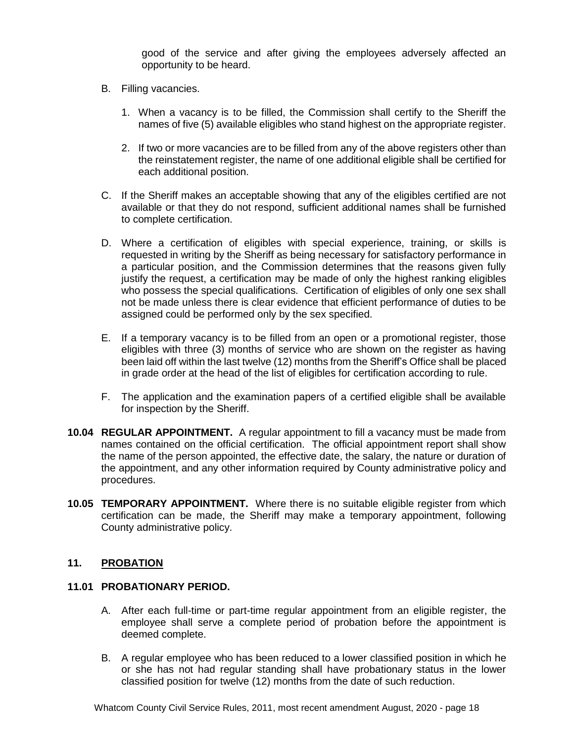good of the service and after giving the employees adversely affected an opportunity to be heard.

B. Filling vacancies.

   1. When a vacancy is to be filled, the Commission shall certify to the Sheriff the names of five (5) available eligibles who stand highest on the appropriate register.

   2. If two or more vacancies are to be filled from any of the above registers other than the reinstatement register, the name of one additional eligible shall be certified for each additional position.

C. If the Sheriff makes an acceptable showing that any of the eligibles certified are not available or that they do not respond, sufficient additional names shall be furnished to complete certification.

D. Where a certification of eligibles with special experience, training, or skills is requested in writing by the Sheriff as being necessary for satisfactory performance in a particular position, and the Commission determines that the reasons given fully justify the request, a certification may be made of only the highest ranking eligibles who possess the special qualifications. Certification of eligibles of only one sex shall not be made unless there is clear evidence that efficient performance of duties to be assigned could be performed only by the sex specified.

E. If a temporary vacancy is to be filled from an open or a promotional register, those eligibles with three (3) months of service who are shown on the register as having been laid off within the last twelve (12) months from the Sheriff's Office shall be placed in grade order at the head of the list of eligibles for certification according to rule.

F. The application and the examination papers of a certified eligible shall be available for inspection by the Sheriff.

**10.04 REGULAR APPOINTMENT.** A regular appointment to fill a vacancy must be made from names contained on the official certification. The official appointment report shall show the name of the person appointed, the effective date, the salary, the nature or duration of the appointment, and any other information required by County administrative policy and procedures.

**10.05 TEMPORARY APPOINTMENT.** Where there is no suitable eligible register from which certification can be made, the Sheriff may make a temporary appointment, following County administrative policy.

## 11. PROBATION

### 11.01 PROBATIONARY PERIOD.

A. After each full-time or part-time regular appointment from an eligible register, the employee shall serve a complete period of probation before the appointment is deemed complete.

B. A regular employee who has been reduced to a lower classified position in which he or she has not had regular standing shall have probationary status in the lower classified position for twelve (12) months from the date of such reduction.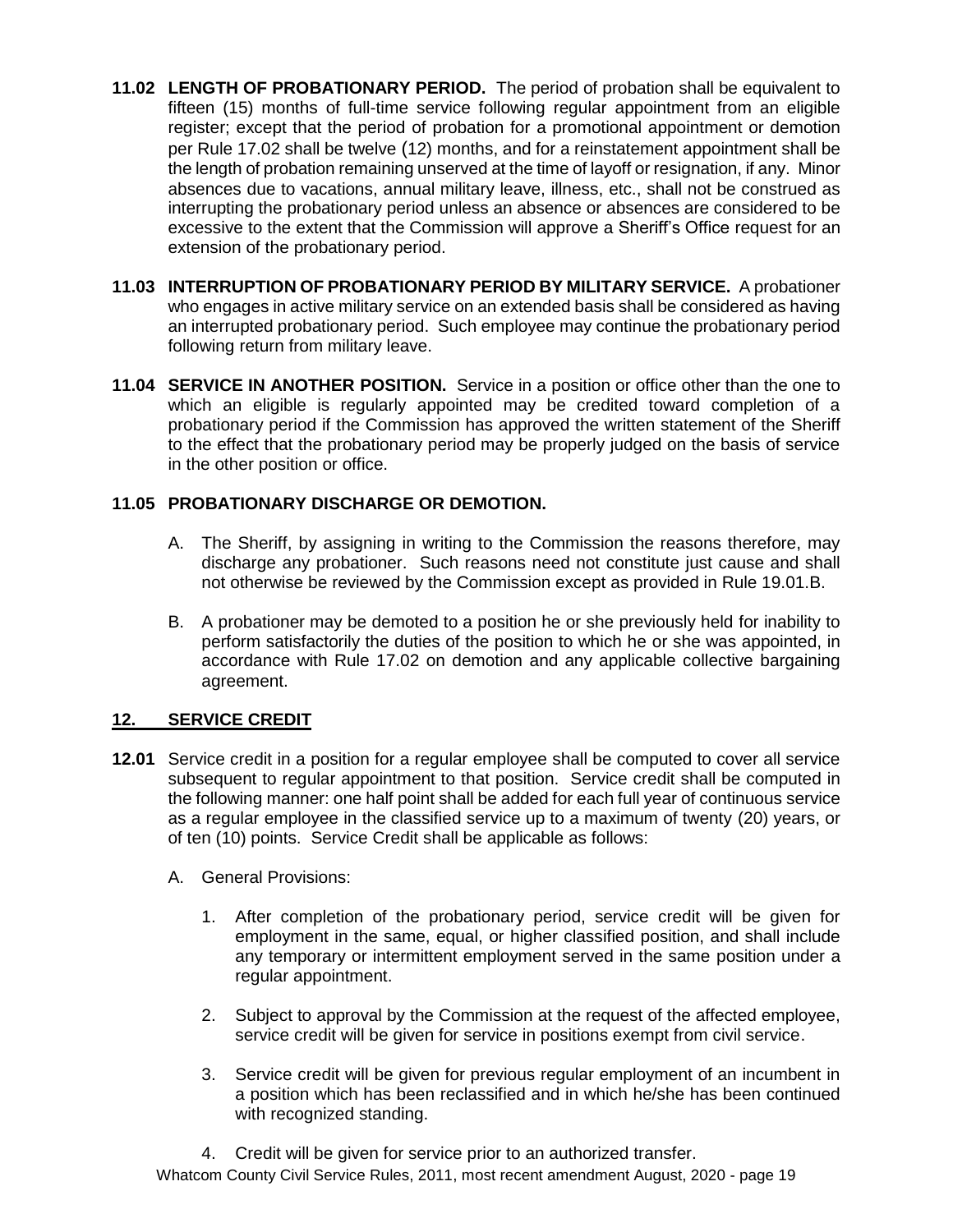**11.02 LENGTH OF PROBATIONARY PERIOD.** The period of probation shall be equivalent to fifteen (15) months of full-time service following regular appointment from an eligible register; except that the period of probation for a promotional appointment or demotion per Rule 17.02 shall be twelve (12) months, and for a reinstatement appointment shall be the length of probation remaining unserved at the time of layoff or resignation, if any. Minor absences due to vacations, annual military leave, illness, etc., shall not be construed as interrupting the probationary period unless an absence or absences are considered to be excessive to the extent that the Commission will approve a Sheriff's Office request for an extension of the probationary period.

**11.03 INTERRUPTION OF PROBATIONARY PERIOD BY MILITARY SERVICE.** A probationer who engages in active military service on an extended basis shall be considered as having an interrupted probationary period. Such employee may continue the probationary period following return from military leave.

**11.04 SERVICE IN ANOTHER POSITION.** Service in a position or office other than the one to which an eligible is regularly appointed may be credited toward completion of a probationary period if the Commission has approved the written statement of the Sheriff to the effect that the probationary period may be properly judged on the basis of service in the other position or office.

**11.05 PROBATIONARY DISCHARGE OR DEMOTION.**

A. The Sheriff, by assigning in writing to the Commission the reasons therefore, may discharge any probationer. Such reasons need not constitute just cause and shall not otherwise be reviewed by the Commission except as provided in Rule 19.01.B.

B. A probationer may be demoted to a position he or she previously held for inability to perform satisfactorily the duties of the position to which he or she was appointed, in accordance with Rule 17.02 on demotion and any applicable collective bargaining agreement.

## 12. SERVICE CREDIT

**12.01** Service credit in a position for a regular employee shall be computed to cover all service subsequent to regular appointment to that position. Service credit shall be computed in the following manner: one half point shall be added for each full year of continuous service as a regular employee in the classified service up to a maximum of twenty (20) years, or of ten (10) points. Service Credit shall be applicable as follows:

A. General Provisions:

1. After completion of the probationary period, service credit will be given for employment in the same, equal, or higher classified position, and shall include any temporary or intermittent employment served in the same position under a regular appointment.

2. Subject to approval by the Commission at the request of the affected employee, service credit will be given for service in positions exempt from civil service.

3. Service credit will be given for previous regular employment of an incumbent in a position which has been reclassified and in which he/she has been continued with recognized standing.

4. Credit will be given for service prior to an authorized transfer.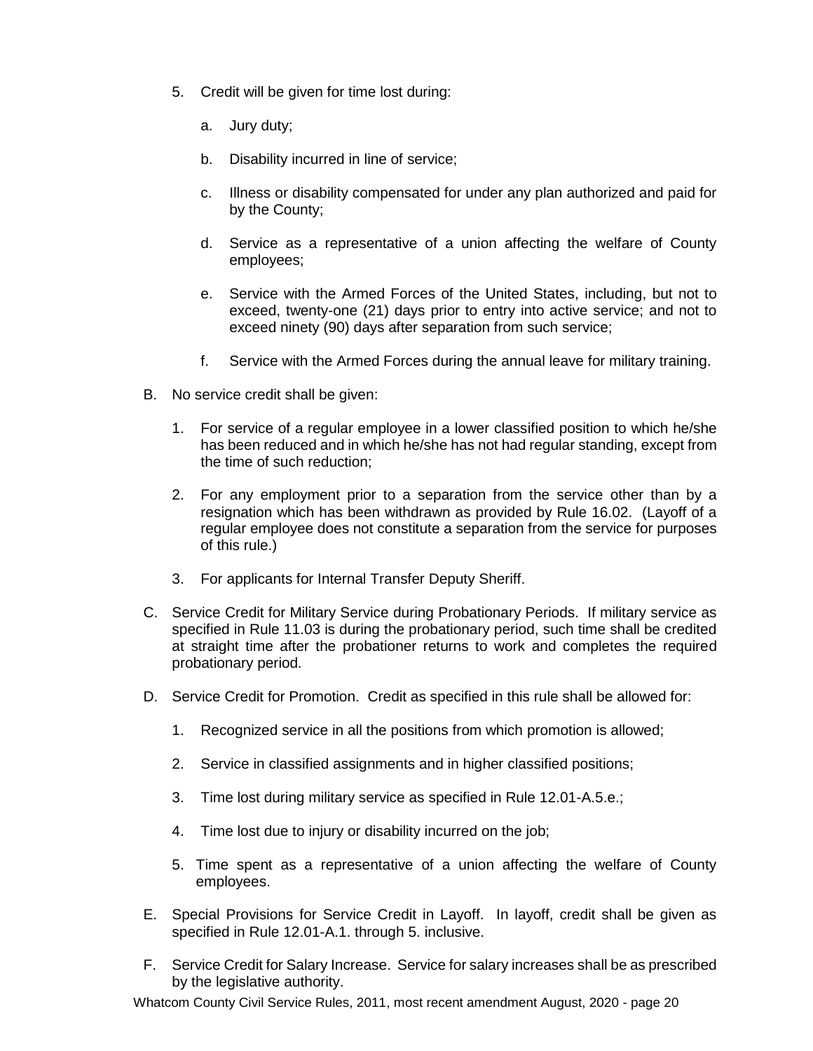5. Credit will be given for time lost during:

   a. Jury duty;

   b. Disability incurred in line of service;

   c. Illness or disability compensated for under any plan authorized and paid for by the County;

   d. Service as a representative of a union affecting the welfare of County employees;

   e. Service with the Armed Forces of the United States, including, but not to exceed, twenty-one (21) days prior to entry into active service; and not to exceed ninety (90) days after separation from such service;

   f. Service with the Armed Forces during the annual leave for military training.

B. No service credit shall be given:

   1. For service of a regular employee in a lower classified position to which he/she has been reduced and in which he/she has not had regular standing, except from the time of such reduction;

   2. For any employment prior to a separation from the service other than by a resignation which has been withdrawn as provided by Rule 16.02. (Layoff of a regular employee does not constitute a separation from the service for purposes of this rule.)

   3. For applicants for Internal Transfer Deputy Sheriff.

C. Service Credit for Military Service during Probationary Periods. If military service as specified in Rule 11.03 is during the probationary period, such time shall be credited at straight time after the probationer returns to work and completes the required probationary period.

D. Service Credit for Promotion. Credit as specified in this rule shall be allowed for:

   1. Recognized service in all the positions from which promotion is allowed;

   2. Service in classified assignments and in higher classified positions;

   3. Time lost during military service as specified in Rule 12.01-A.5.e.;

   4. Time lost due to injury or disability incurred on the job;

   5. Time spent as a representative of a union affecting the welfare of County employees.

E. Special Provisions for Service Credit in Layoff. In layoff, credit shall be given as specified in Rule 12.01-A.1. through 5. inclusive.

F. Service Credit for Salary Increase. Service for salary increases shall be as prescribed by the legislative authority.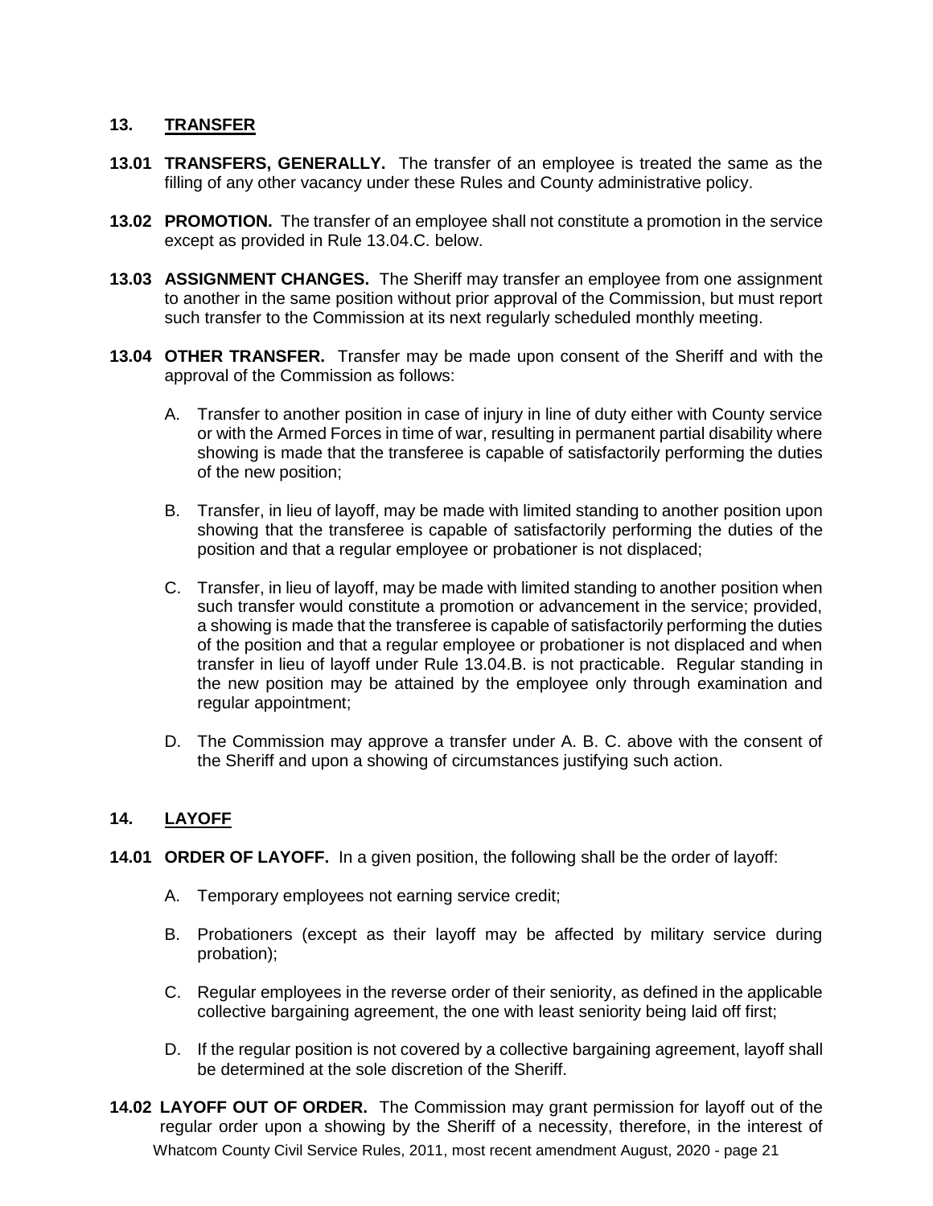## 13. TRANSFER

**13.01 TRANSFERS, GENERALLY.** The transfer of an employee is treated the same as the filling of any other vacancy under these Rules and County administrative policy.

**13.02 PROMOTION.** The transfer of an employee shall not constitute a promotion in the service except as provided in Rule 13.04.C. below.

**13.03 ASSIGNMENT CHANGES.** The Sheriff may transfer an employee from one assignment to another in the same position without prior approval of the Commission, but must report such transfer to the Commission at its next regularly scheduled monthly meeting.

**13.04 OTHER TRANSFER.** Transfer may be made upon consent of the Sheriff and with the approval of the Commission as follows:

A. Transfer to another position in case of injury in line of duty either with County service or with the Armed Forces in time of war, resulting in permanent partial disability where showing is made that the transferee is capable of satisfactorily performing the duties of the new position;

B. Transfer, in lieu of layoff, may be made with limited standing to another position upon showing that the transferee is capable of satisfactorily performing the duties of the position and that a regular employee or probationer is not displaced;

C. Transfer, in lieu of layoff, may be made with limited standing to another position when such transfer would constitute a promotion or advancement in the service; provided, a showing is made that the transferee is capable of satisfactorily performing the duties of the position and that a regular employee or probationer is not displaced and when transfer in lieu of layoff under Rule 13.04.B. is not practicable. Regular standing in the new position may be attained by the employee only through examination and regular appointment;

D. The Commission may approve a transfer under A. B. C. above with the consent of the Sheriff and upon a showing of circumstances justifying such action.

## 14. LAYOFF

**14.01 ORDER OF LAYOFF.** In a given position, the following shall be the order of layoff:

A. Temporary employees not earning service credit;

B. Probationers (except as their layoff may be affected by military service during probation);

C. Regular employees in the reverse order of their seniority, as defined in the applicable collective bargaining agreement, the one with least seniority being laid off first;

D. If the regular position is not covered by a collective bargaining agreement, layoff shall be determined at the sole discretion of the Sheriff.

**14.02 LAYOFF OUT OF ORDER.** The Commission may grant permission for layoff out of the regular order upon a showing by the Sheriff of a necessity, therefore, in the interest of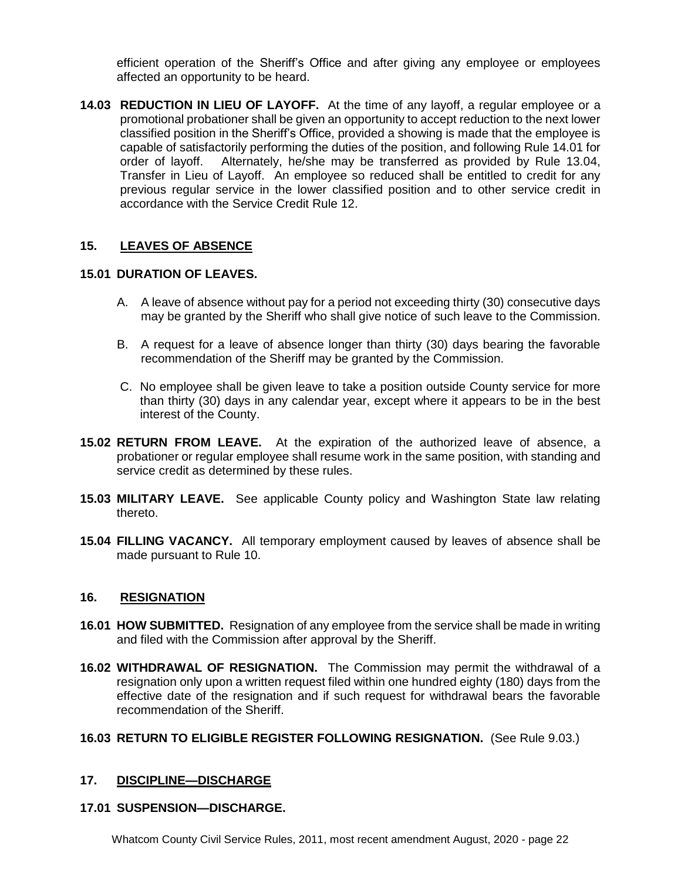efficient operation of the Sheriff's Office and after giving any employee or employees affected an opportunity to be heard.

**14.03 REDUCTION IN LIEU OF LAYOFF.** At the time of any layoff, a regular employee or a promotional probationer shall be given an opportunity to accept reduction to the next lower classified position in the Sheriff's Office, provided a showing is made that the employee is capable of satisfactorily performing the duties of the position, and following Rule 14.01 for order of layoff. Alternately, he/she may be transferred as provided by Rule 13.04, Transfer in Lieu of Layoff. An employee so reduced shall be entitled to credit for any previous regular service in the lower classified position and to other service credit in accordance with the Service Credit Rule 12.

## 15. LEAVES OF ABSENCE

**15.01 DURATION OF LEAVES.**

A. A leave of absence without pay for a period not exceeding thirty (30) consecutive days may be granted by the Sheriff who shall give notice of such leave to the Commission.

B. A request for a leave of absence longer than thirty (30) days bearing the favorable recommendation of the Sheriff may be granted by the Commission.

C. No employee shall be given leave to take a position outside County service for more than thirty (30) days in any calendar year, except where it appears to be in the best interest of the County.

**15.02 RETURN FROM LEAVE.** At the expiration of the authorized leave of absence, a probationer or regular employee shall resume work in the same position, with standing and service credit as determined by these rules.

**15.03 MILITARY LEAVE.** See applicable County policy and Washington State law relating thereto.

**15.04 FILLING VACANCY.** All temporary employment caused by leaves of absence shall be made pursuant to Rule 10.

## 16. RESIGNATION

**16.01 HOW SUBMITTED.** Resignation of any employee from the service shall be made in writing and filed with the Commission after approval by the Sheriff.

**16.02 WITHDRAWAL OF RESIGNATION.** The Commission may permit the withdrawal of a resignation only upon a written request filed within one hundred eighty (180) days from the effective date of the resignation and if such request for withdrawal bears the favorable recommendation of the Sheriff.

**16.03 RETURN TO ELIGIBLE REGISTER FOLLOWING RESIGNATION.** (See Rule 9.03.)

## 17. DISCIPLINE—DISCHARGE

**17.01 SUSPENSION—DISCHARGE.**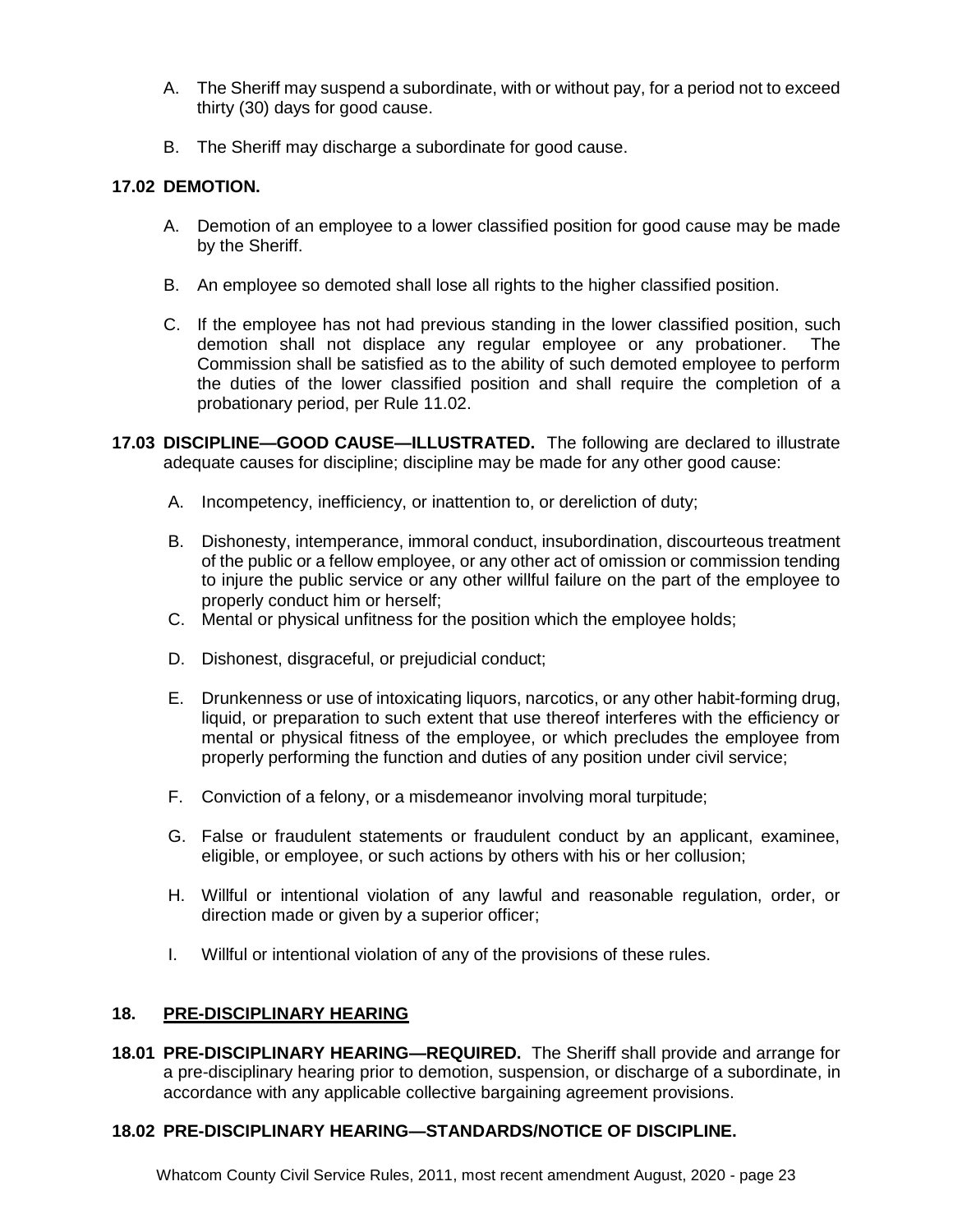A. The Sheriff may suspend a subordinate, with or without pay, for a period not to exceed thirty (30) days for good cause.

B. The Sheriff may discharge a subordinate for good cause.

**17.02 DEMOTION.**

A. Demotion of an employee to a lower classified position for good cause may be made by the Sheriff.

B. An employee so demoted shall lose all rights to the higher classified position.

C. If the employee has not had previous standing in the lower classified position, such demotion shall not displace any regular employee or any probationer. The Commission shall be satisfied as to the ability of such demoted employee to perform the duties of the lower classified position and shall require the completion of a probationary period, per Rule 11.02.

**17.03 DISCIPLINE—GOOD CAUSE—ILLUSTRATED.** The following are declared to illustrate adequate causes for discipline; discipline may be made for any other good cause:

A. Incompetency, inefficiency, or inattention to, or dereliction of duty;

B. Dishonesty, intemperance, immoral conduct, insubordination, discourteous treatment of the public or a fellow employee, or any other act of omission or commission tending to injure the public service or any other willful failure on the part of the employee to properly conduct him or herself;

C. Mental or physical unfitness for the position which the employee holds;

D. Dishonest, disgraceful, or prejudicial conduct;

E. Drunkenness or use of intoxicating liquors, narcotics, or any other habit-forming drug, liquid, or preparation to such extent that use thereof interferes with the efficiency or mental or physical fitness of the employee, or which precludes the employee from properly performing the function and duties of any position under civil service;

F. Conviction of a felony, or a misdemeanor involving moral turpitude;

G. False or fraudulent statements or fraudulent conduct by an applicant, examinee, eligible, or employee, or such actions by others with his or her collusion;

H. Willful or intentional violation of any lawful and reasonable regulation, order, or direction made or given by a superior officer;

I. Willful or intentional violation of any of the provisions of these rules.

## 18. PRE-DISCIPLINARY HEARING

**18.01 PRE-DISCIPLINARY HEARING—REQUIRED.** The Sheriff shall provide and arrange for a pre-disciplinary hearing prior to demotion, suspension, or discharge of a subordinate, in accordance with any applicable collective bargaining agreement provisions.

**18.02 PRE-DISCIPLINARY HEARING—STANDARDS/NOTICE OF DISCIPLINE.**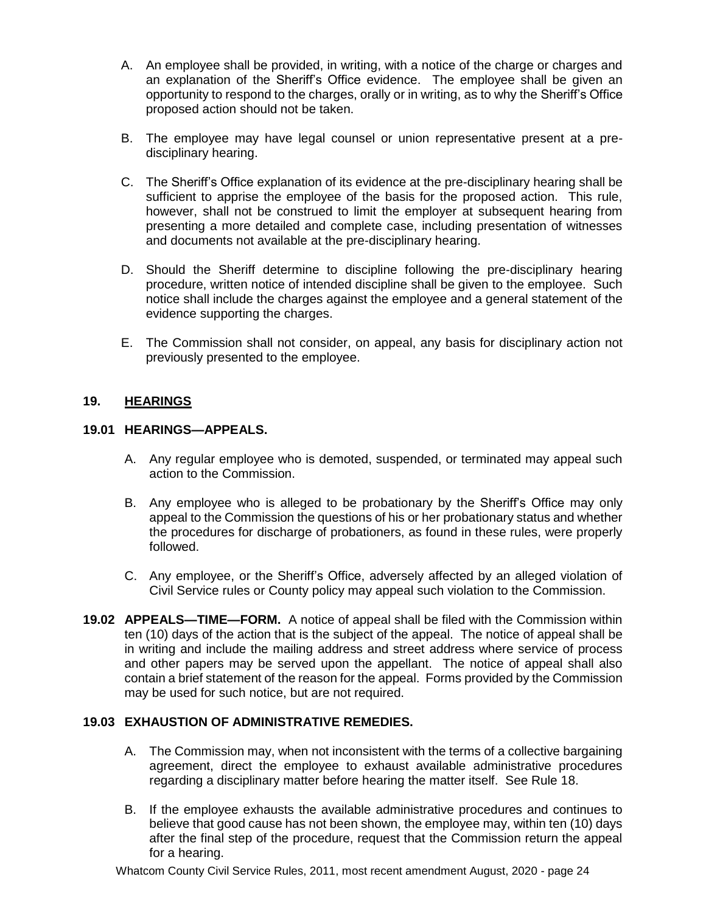A. An employee shall be provided, in writing, with a notice of the charge or charges and an explanation of the Sheriff's Office evidence. The employee shall be given an opportunity to respond to the charges, orally or in writing, as to why the Sheriff's Office proposed action should not be taken.

B. The employee may have legal counsel or union representative present at a pre-disciplinary hearing.

C. The Sheriff's Office explanation of its evidence at the pre-disciplinary hearing shall be sufficient to apprise the employee of the basis for the proposed action. This rule, however, shall not be construed to limit the employer at subsequent hearing from presenting a more detailed and complete case, including presentation of witnesses and documents not available at the pre-disciplinary hearing.

D. Should the Sheriff determine to discipline following the pre-disciplinary hearing procedure, written notice of intended discipline shall be given to the employee. Such notice shall include the charges against the employee and a general statement of the evidence supporting the charges.

E. The Commission shall not consider, on appeal, any basis for disciplinary action not previously presented to the employee.

## 19. HEARINGS

### 19.01 HEARINGS—APPEALS.

A. Any regular employee who is demoted, suspended, or terminated may appeal such action to the Commission.

B. Any employee who is alleged to be probationary by the Sheriff's Office may only appeal to the Commission the questions of his or her probationary status and whether the procedures for discharge of probationers, as found in these rules, were properly followed.

C. Any employee, or the Sheriff's Office, adversely affected by an alleged violation of Civil Service rules or County policy may appeal such violation to the Commission.

**19.02 APPEALS—TIME—FORM.** A notice of appeal shall be filed with the Commission within ten (10) days of the action that is the subject of the appeal. The notice of appeal shall be in writing and include the mailing address and street address where service of process and other papers may be served upon the appellant. The notice of appeal shall also contain a brief statement of the reason for the appeal. Forms provided by the Commission may be used for such notice, but are not required.

### 19.03 EXHAUSTION OF ADMINISTRATIVE REMEDIES.

A. The Commission may, when not inconsistent with the terms of a collective bargaining agreement, direct the employee to exhaust available administrative procedures regarding a disciplinary matter before hearing the matter itself. See Rule 18.

B. If the employee exhausts the available administrative procedures and continues to believe that good cause has not been shown, the employee may, within ten (10) days after the final step of the procedure, request that the Commission return the appeal for a hearing.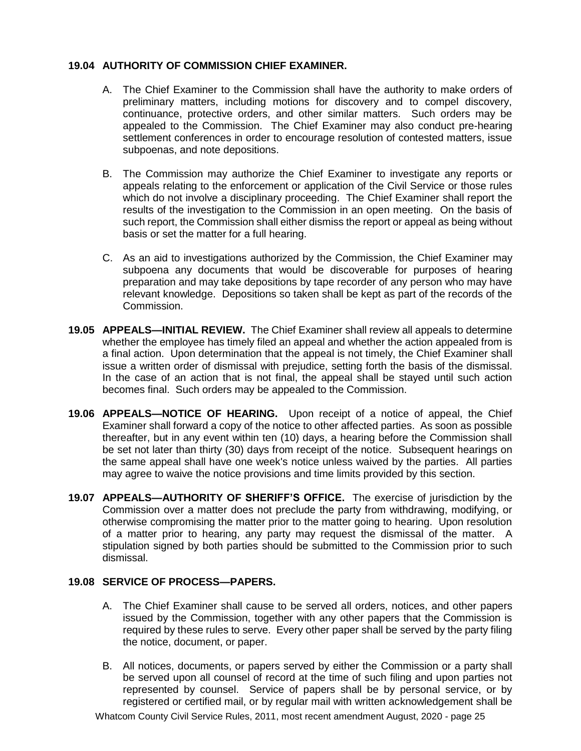**19.04 AUTHORITY OF COMMISSION CHIEF EXAMINER.**

A. The Chief Examiner to the Commission shall have the authority to make orders of preliminary matters, including motions for discovery and to compel discovery, continuance, protective orders, and other similar matters. Such orders may be appealed to the Commission. The Chief Examiner may also conduct pre-hearing settlement conferences in order to encourage resolution of contested matters, issue subpoenas, and note depositions.

B. The Commission may authorize the Chief Examiner to investigate any reports or appeals relating to the enforcement or application of the Civil Service or those rules which do not involve a disciplinary proceeding. The Chief Examiner shall report the results of the investigation to the Commission in an open meeting. On the basis of such report, the Commission shall either dismiss the report or appeal as being without basis or set the matter for a full hearing.

C. As an aid to investigations authorized by the Commission, the Chief Examiner may subpoena any documents that would be discoverable for purposes of hearing preparation and may take depositions by tape recorder of any person who may have relevant knowledge. Depositions so taken shall be kept as part of the records of the Commission.

**19.05 APPEALS—INITIAL REVIEW.** The Chief Examiner shall review all appeals to determine whether the employee has timely filed an appeal and whether the action appealed from is a final action. Upon determination that the appeal is not timely, the Chief Examiner shall issue a written order of dismissal with prejudice, setting forth the basis of the dismissal. In the case of an action that is not final, the appeal shall be stayed until such action becomes final. Such orders may be appealed to the Commission.

**19.06 APPEALS—NOTICE OF HEARING.** Upon receipt of a notice of appeal, the Chief Examiner shall forward a copy of the notice to other affected parties. As soon as possible thereafter, but in any event within ten (10) days, a hearing before the Commission shall be set not later than thirty (30) days from receipt of the notice. Subsequent hearings on the same appeal shall have one week's notice unless waived by the parties. All parties may agree to waive the notice provisions and time limits provided by this section.

**19.07 APPEALS—AUTHORITY OF SHERIFF'S OFFICE.** The exercise of jurisdiction by the Commission over a matter does not preclude the party from withdrawing, modifying, or otherwise compromising the matter prior to the matter going to hearing. Upon resolution of a matter prior to hearing, any party may request the dismissal of the matter. A stipulation signed by both parties should be submitted to the Commission prior to such dismissal.

**19.08 SERVICE OF PROCESS—PAPERS.**

A. The Chief Examiner shall cause to be served all orders, notices, and other papers issued by the Commission, together with any other papers that the Commission is required by these rules to serve. Every other paper shall be served by the party filing the notice, document, or paper.

B. All notices, documents, or papers served by either the Commission or a party shall be served upon all counsel of record at the time of such filing and upon parties not represented by counsel. Service of papers shall be by personal service, or by registered or certified mail, or by regular mail with written acknowledgement shall be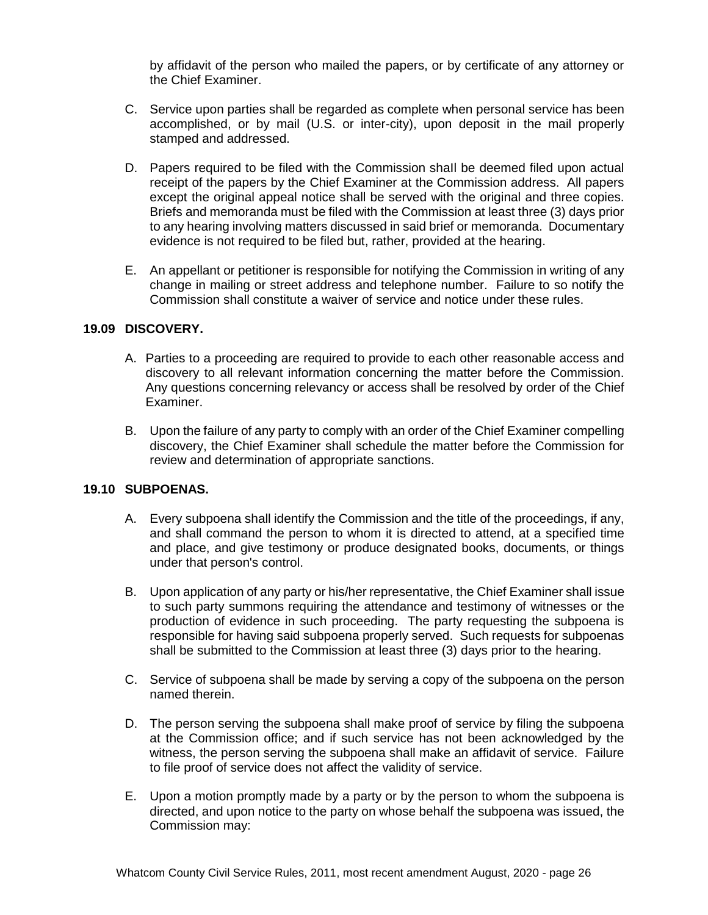by affidavit of the person who mailed the papers, or by certificate of any attorney or the Chief Examiner.

C. Service upon parties shall be regarded as complete when personal service has been accomplished, or by mail (U.S. or inter-city), upon deposit in the mail properly stamped and addressed.

D. Papers required to be filed with the Commission shall be deemed filed upon actual receipt of the papers by the Chief Examiner at the Commission address. All papers except the original appeal notice shall be served with the original and three copies. Briefs and memoranda must be filed with the Commission at least three (3) days prior to any hearing involving matters discussed in said brief or memoranda. Documentary evidence is not required to be filed but, rather, provided at the hearing.

E. An appellant or petitioner is responsible for notifying the Commission in writing of any change in mailing or street address and telephone number. Failure to so notify the Commission shall constitute a waiver of service and notice under these rules.

## 19.09 DISCOVERY.

A. Parties to a proceeding are required to provide to each other reasonable access and discovery to all relevant information concerning the matter before the Commission. Any questions concerning relevancy or access shall be resolved by order of the Chief Examiner.

B. Upon the failure of any party to comply with an order of the Chief Examiner compelling discovery, the Chief Examiner shall schedule the matter before the Commission for review and determination of appropriate sanctions.

## 19.10 SUBPOENAS.

A. Every subpoena shall identify the Commission and the title of the proceedings, if any, and shall command the person to whom it is directed to attend, at a specified time and place, and give testimony or produce designated books, documents, or things under that person's control.

B. Upon application of any party or his/her representative, the Chief Examiner shall issue to such party summons requiring the attendance and testimony of witnesses or the production of evidence in such proceeding. The party requesting the subpoena is responsible for having said subpoena properly served. Such requests for subpoenas shall be submitted to the Commission at least three (3) days prior to the hearing.

C. Service of subpoena shall be made by serving a copy of the subpoena on the person named therein.

D. The person serving the subpoena shall make proof of service by filing the subpoena at the Commission office; and if such service has not been acknowledged by the witness, the person serving the subpoena shall make an affidavit of service. Failure to file proof of service does not affect the validity of service.

E. Upon a motion promptly made by a party or by the person to whom the subpoena is directed, and upon notice to the party on whose behalf the subpoena was issued, the Commission may: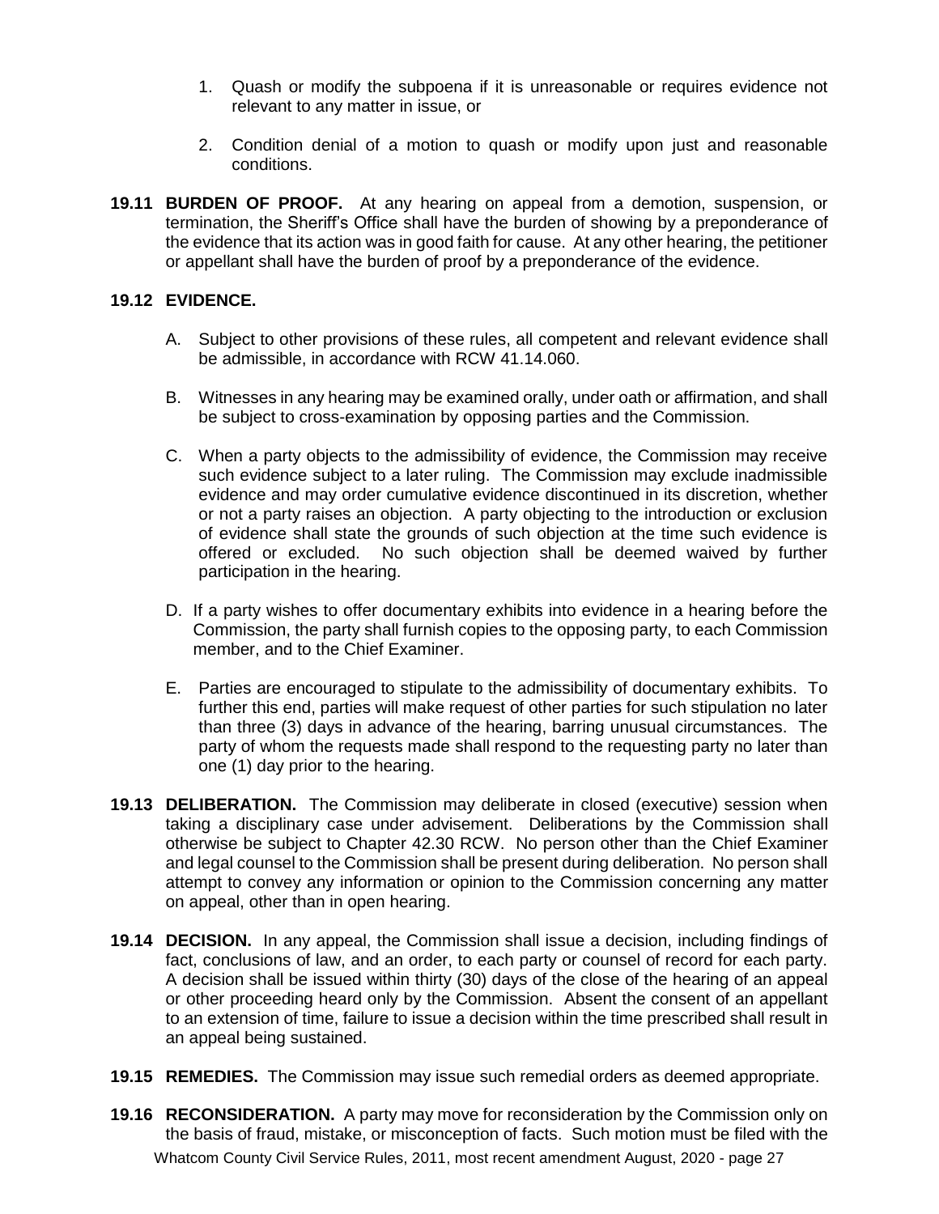1. Quash or modify the subpoena if it is unreasonable or requires evidence not relevant to any matter in issue, or

2. Condition denial of a motion to quash or modify upon just and reasonable conditions.

**19.11 BURDEN OF PROOF.** At any hearing on appeal from a demotion, suspension, or termination, the Sheriff's Office shall have the burden of showing by a preponderance of the evidence that its action was in good faith for cause. At any other hearing, the petitioner or appellant shall have the burden of proof by a preponderance of the evidence.

**19.12 EVIDENCE.**

A. Subject to other provisions of these rules, all competent and relevant evidence shall be admissible, in accordance with RCW 41.14.060.

B. Witnesses in any hearing may be examined orally, under oath or affirmation, and shall be subject to cross-examination by opposing parties and the Commission.

C. When a party objects to the admissibility of evidence, the Commission may receive such evidence subject to a later ruling. The Commission may exclude inadmissible evidence and may order cumulative evidence discontinued in its discretion, whether or not a party raises an objection. A party objecting to the introduction or exclusion of evidence shall state the grounds of such objection at the time such evidence is offered or excluded. No such objection shall be deemed waived by further participation in the hearing.

D. If a party wishes to offer documentary exhibits into evidence in a hearing before the Commission, the party shall furnish copies to the opposing party, to each Commission member, and to the Chief Examiner.

E. Parties are encouraged to stipulate to the admissibility of documentary exhibits. To further this end, parties will make request of other parties for such stipulation no later than three (3) days in advance of the hearing, barring unusual circumstances. The party of whom the requests made shall respond to the requesting party no later than one (1) day prior to the hearing.

**19.13 DELIBERATION.** The Commission may deliberate in closed (executive) session when taking a disciplinary case under advisement. Deliberations by the Commission shall otherwise be subject to Chapter 42.30 RCW. No person other than the Chief Examiner and legal counsel to the Commission shall be present during deliberation. No person shall attempt to convey any information or opinion to the Commission concerning any matter on appeal, other than in open hearing.

**19.14 DECISION.** In any appeal, the Commission shall issue a decision, including findings of fact, conclusions of law, and an order, to each party or counsel of record for each party. A decision shall be issued within thirty (30) days of the close of the hearing of an appeal or other proceeding heard only by the Commission. Absent the consent of an appellant to an extension of time, failure to issue a decision within the time prescribed shall result in an appeal being sustained.

**19.15 REMEDIES.** The Commission may issue such remedial orders as deemed appropriate.

**19.16 RECONSIDERATION.** A party may move for reconsideration by the Commission only on the basis of fraud, mistake, or misconception of facts. Such motion must be filed with the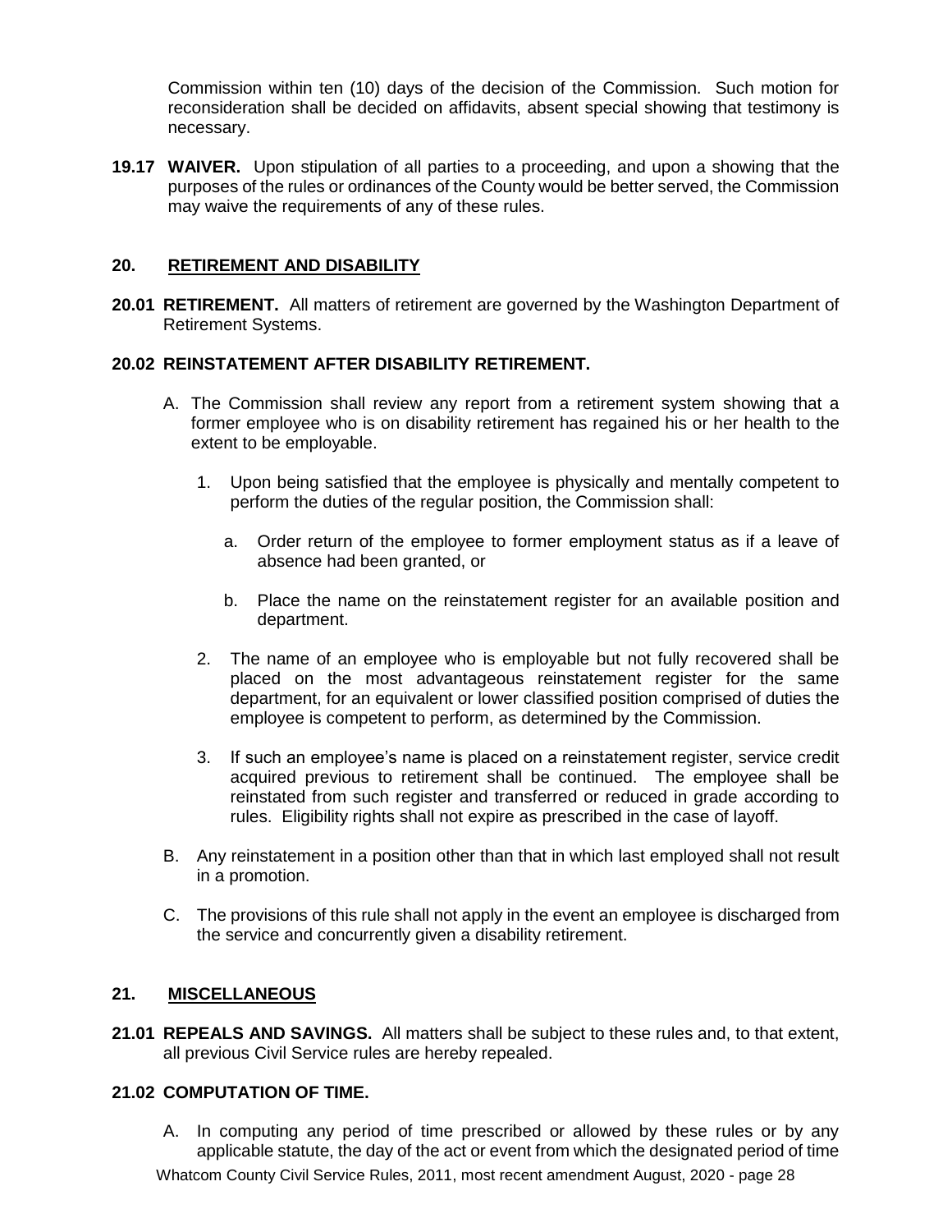Commission within ten (10) days of the decision of the Commission. Such motion for reconsideration shall be decided on affidavits, absent special showing that testimony is necessary.

**19.17 WAIVER.** Upon stipulation of all parties to a proceeding, and upon a showing that the purposes of the rules or ordinances of the County would be better served, the Commission may waive the requirements of any of these rules.

## 20. RETIREMENT AND DISABILITY

**20.01 RETIREMENT.** All matters of retirement are governed by the Washington Department of Retirement Systems.

**20.02 REINSTATEMENT AFTER DISABILITY RETIREMENT.**

A. The Commission shall review any report from a retirement system showing that a former employee who is on disability retirement has regained his or her health to the extent to be employable.

1. Upon being satisfied that the employee is physically and mentally competent to perform the duties of the regular position, the Commission shall:

   a. Order return of the employee to former employment status as if a leave of absence had been granted, or

   b. Place the name on the reinstatement register for an available position and department.

2. The name of an employee who is employable but not fully recovered shall be placed on the most advantageous reinstatement register for the same department, for an equivalent or lower classified position comprised of duties the employee is competent to perform, as determined by the Commission.

3. If such an employee's name is placed on a reinstatement register, service credit acquired previous to retirement shall be continued. The employee shall be reinstated from such register and transferred or reduced in grade according to rules. Eligibility rights shall not expire as prescribed in the case of layoff.

B. Any reinstatement in a position other than that in which last employed shall not result in a promotion.

C. The provisions of this rule shall not apply in the event an employee is discharged from the service and concurrently given a disability retirement.

## 21. MISCELLANEOUS

**21.01 REPEALS AND SAVINGS.** All matters shall be subject to these rules and, to that extent, all previous Civil Service rules are hereby repealed.

**21.02 COMPUTATION OF TIME.**

A. In computing any period of time prescribed or allowed by these rules or by any applicable statute, the day of the act or event from which the designated period of time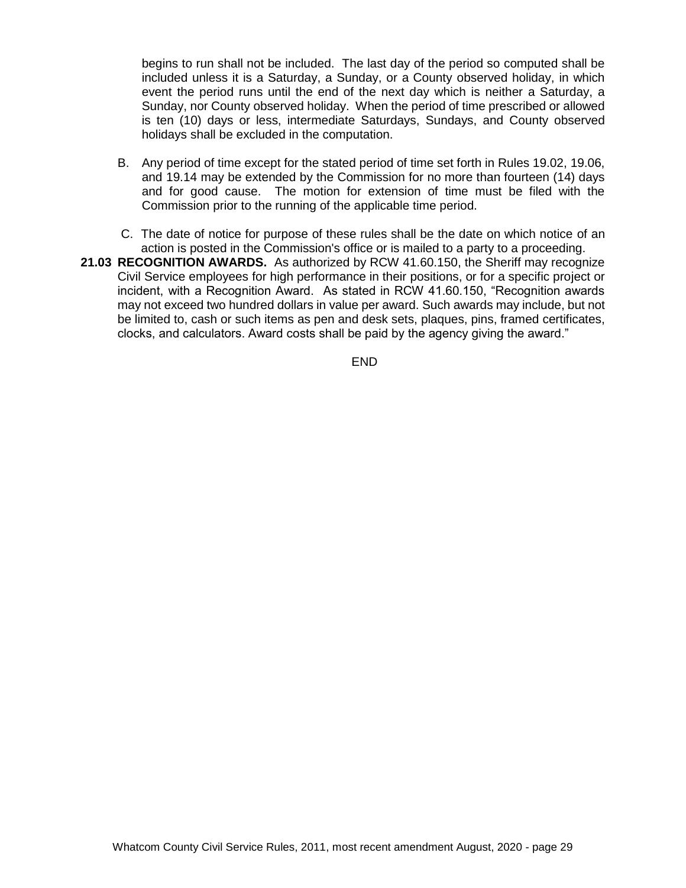begins to run shall not be included. The last day of the period so computed shall be included unless it is a Saturday, a Sunday, or a County observed holiday, in which event the period runs until the end of the next day which is neither a Saturday, a Sunday, nor County observed holiday. When the period of time prescribed or allowed is ten (10) days or less, intermediate Saturdays, Sundays, and County observed holidays shall be excluded in the computation.

B. Any period of time except for the stated period of time set forth in Rules 19.02, 19.06, and 19.14 may be extended by the Commission for no more than fourteen (14) days and for good cause. The motion for extension of time must be filed with the Commission prior to the running of the applicable time period.

C. The date of notice for purpose of these rules shall be the date on which notice of an action is posted in the Commission's office or is mailed to a party to a proceeding.

**21.03 RECOGNITION AWARDS.** As authorized by RCW 41.60.150, the Sheriff may recognize Civil Service employees for high performance in their positions, or for a specific project or incident, with a Recognition Award. As stated in RCW 41.60.150, "Recognition awards may not exceed two hundred dollars in value per award. Such awards may include, but not be limited to, cash or such items as pen and desk sets, plaques, pins, framed certificates, clocks, and calculators. Award costs shall be paid by the agency giving the award."

END